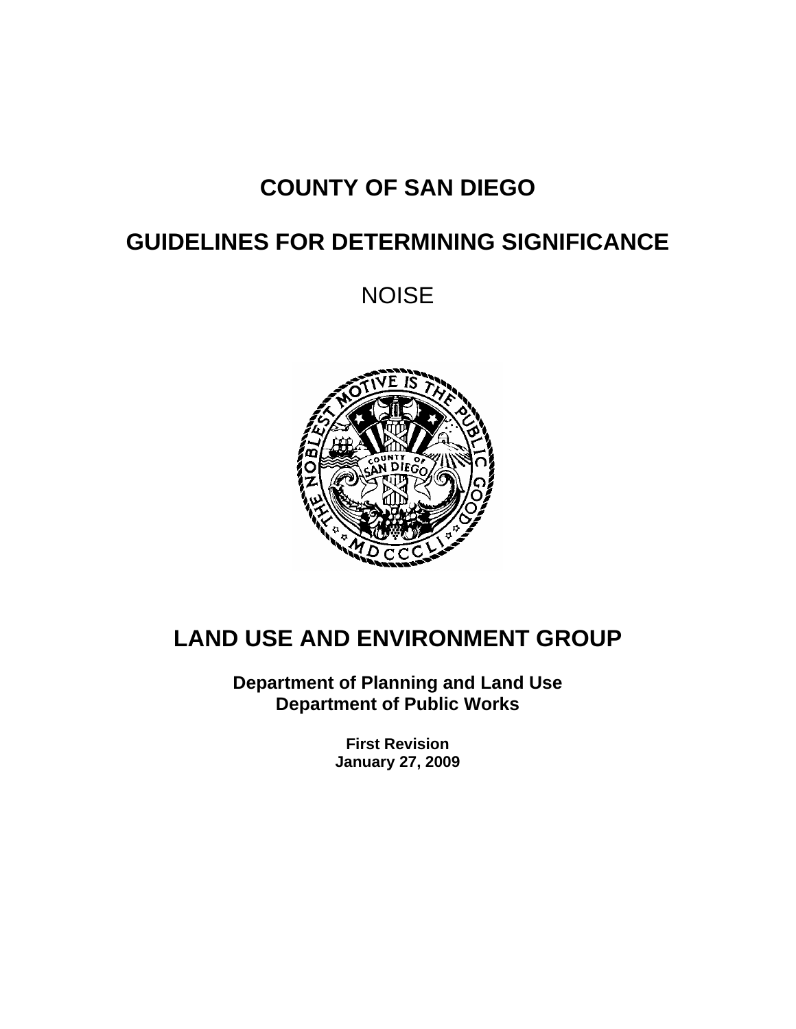# COUNTY OF SAN DIEGO

# GUIDELINES FOR DETERMINING SIGNIFICANCE

NOISE

## LAND USE AND ENVIRONMENT GROUP

**Department of Planning and Land Use**
**Department of Public Works**

**First Revision**
**January 27, 2009**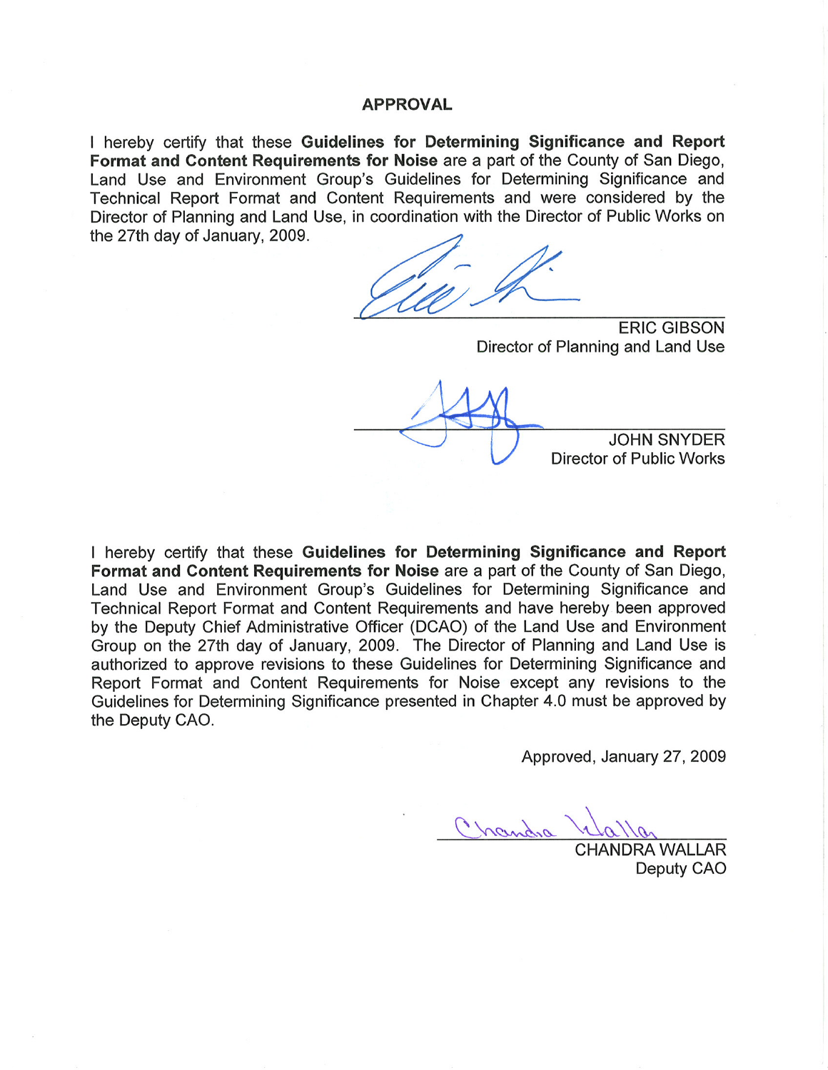## APPROVAL

I hereby certify that these **Guidelines for Determining Significance and Report Format and Content Requirements for Noise** are a part of the County of San Diego, Land Use and Environment Group's Guidelines for Determining Significance and Technical Report Format and Content Requirements and were considered by the Director of Planning and Land Use, in coordination with the Director of Public Works on the 27th day of January, 2009.

ERIC GIBSON
Director of Planning and Land Use

JOHN SNYDER
Director of Public Works

I hereby certify that these **Guidelines for Determining Significance and Report Format and Content Requirements for Noise** are a part of the County of San Diego, Land Use and Environment Group's Guidelines for Determining Significance and Technical Report Format and Content Requirements and have hereby been approved by the Deputy Chief Administrative Officer (DCAO) of the Land Use and Environment Group on the 27th day of January, 2009. The Director of Planning and Land Use is authorized to approve revisions to these Guidelines for Determining Significance and Report Format and Content Requirements for Noise except any revisions to the Guidelines for Determining Significance presented in Chapter 4.0 must be approved by the Deputy CAO.

Approved, January 27, 2009

CHANDRA WALLAR
Deputy CAO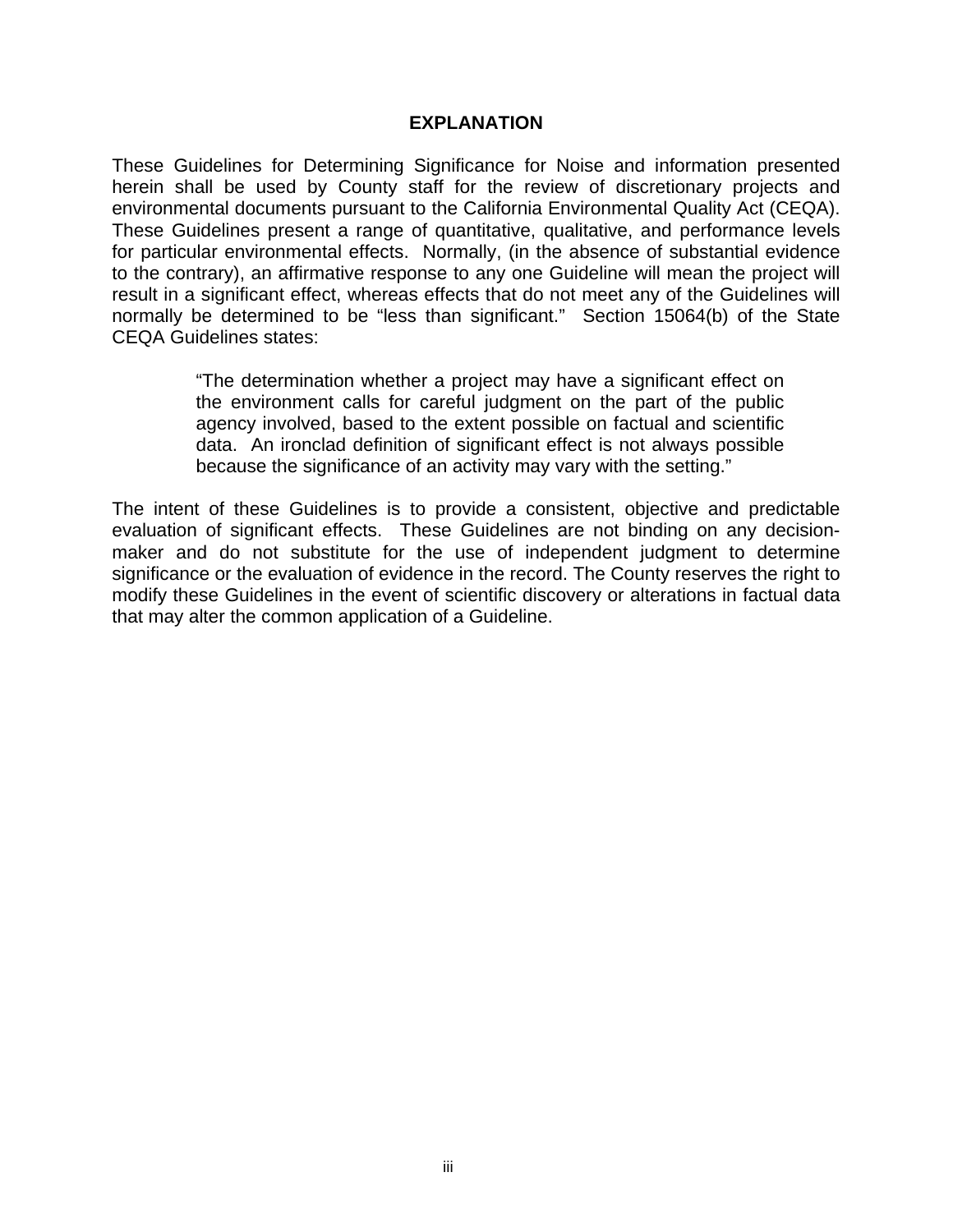## EXPLANATION

These Guidelines for Determining Significance for Noise and information presented herein shall be used by County staff for the review of discretionary projects and environmental documents pursuant to the California Environmental Quality Act (CEQA). These Guidelines present a range of quantitative, qualitative, and performance levels for particular environmental effects. Normally, (in the absence of substantial evidence to the contrary), an affirmative response to any one Guideline will mean the project will result in a significant effect, whereas effects that do not meet any of the Guidelines will normally be determined to be "less than significant." Section 15064(b) of the State CEQA Guidelines states:

> "The determination whether a project may have a significant effect on the environment calls for careful judgment on the part of the public agency involved, based to the extent possible on factual and scientific data. An ironclad definition of significant effect is not always possible because the significance of an activity may vary with the setting."

The intent of these Guidelines is to provide a consistent, objective and predictable evaluation of significant effects. These Guidelines are not binding on any decision-maker and do not substitute for the use of independent judgment to determine significance or the evaluation of evidence in the record. The County reserves the right to modify these Guidelines in the event of scientific discovery or alterations in factual data that may alter the common application of a Guideline.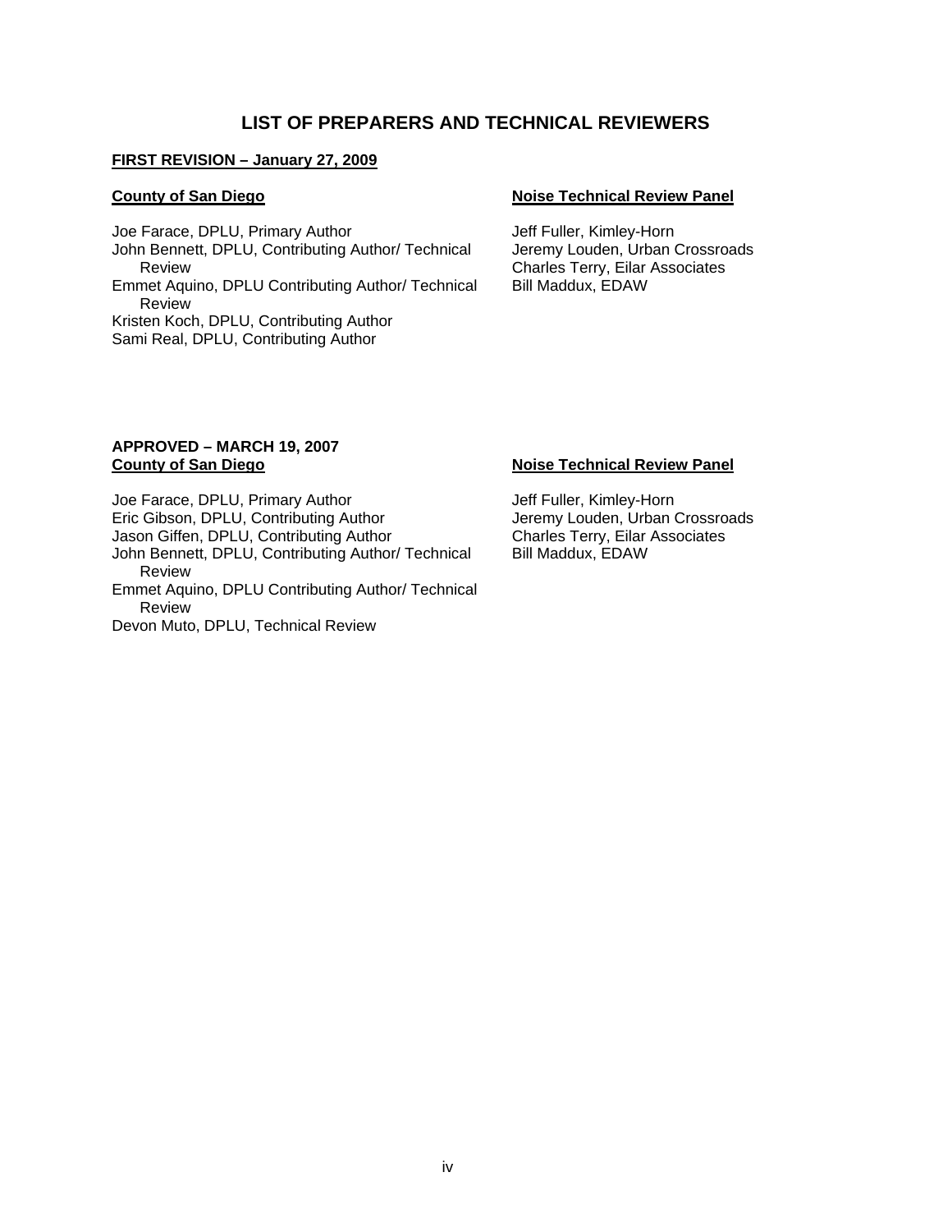# LIST OF PREPARERS AND TECHNICAL REVIEWERS

**FIRST REVISION – January 27, 2009**

**County of San Diego**

Joe Farace, DPLU, Primary Author
John Bennett, DPLU, Contributing Author/ Technical Review
Emmet Aquino, DPLU Contributing Author/ Technical Review
Kristen Koch, DPLU, Contributing Author
Sami Real, DPLU, Contributing Author

**Noise Technical Review Panel**

Jeff Fuller, Kimley-Horn
Jeremy Louden, Urban Crossroads
Charles Terry, Eilar Associates
Bill Maddux, EDAW

**APPROVED – MARCH 19, 2007**

**County of San Diego**

Joe Farace, DPLU, Primary Author
Eric Gibson, DPLU, Contributing Author
Jason Giffen, DPLU, Contributing Author
John Bennett, DPLU, Contributing Author/ Technical Review
Emmet Aquino, DPLU Contributing Author/ Technical Review
Devon Muto, DPLU, Technical Review

**Noise Technical Review Panel**

Jeff Fuller, Kimley-Horn
Jeremy Louden, Urban Crossroads
Charles Terry, Eilar Associates
Bill Maddux, EDAW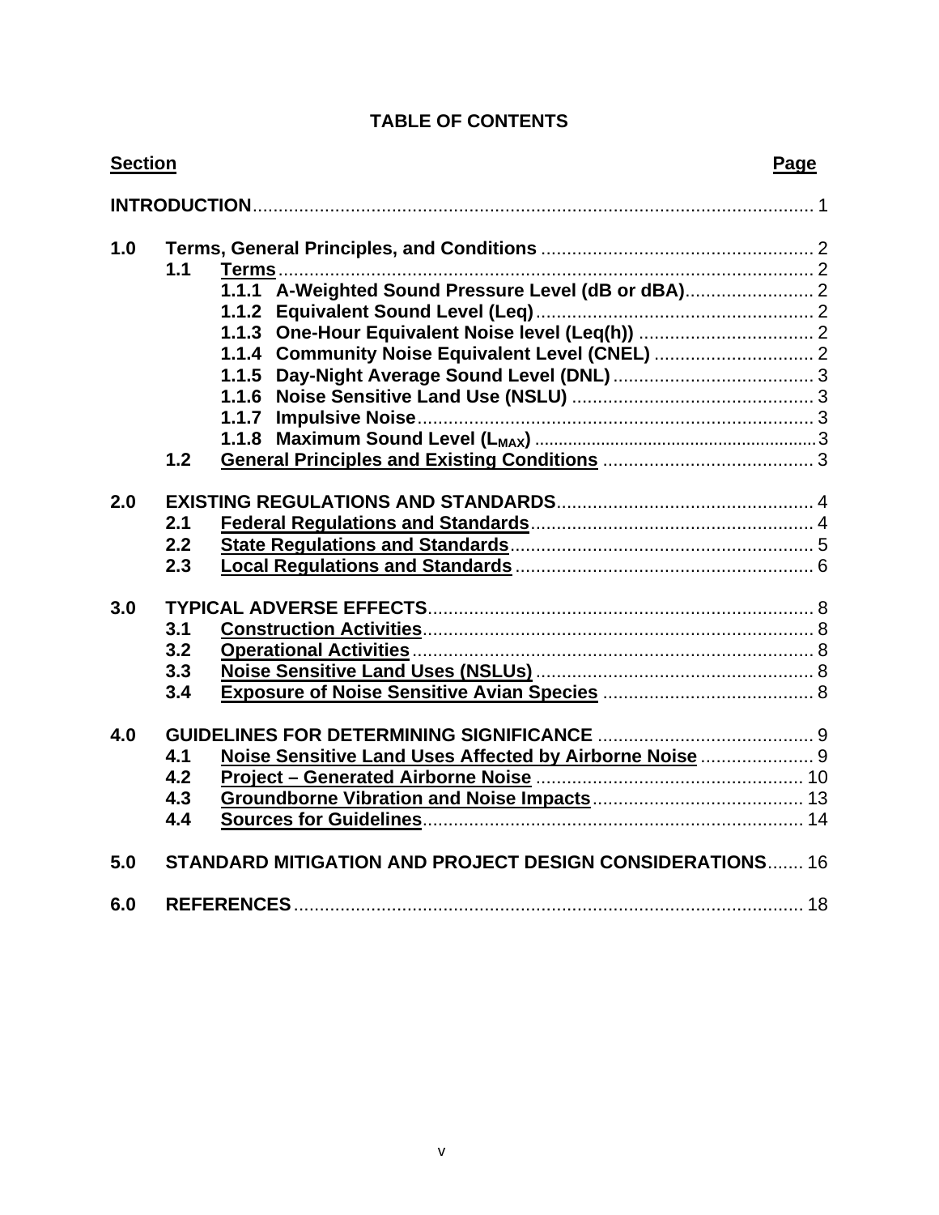# TABLE OF CONTENTS

| Section | | | Page |
|---|---|---|---|
| **INTRODUCTION** | | | 1 |
| **1.0** | **Terms, General Principles, and Conditions** | | 2 |
| | **1.1** | **Terms** | 2 |
| | | **1.1.1 A-Weighted Sound Pressure Level (dB or dBA)** | 2 |
| | | **1.1.2 Equivalent Sound Level (Leq)** | 2 |
| | | **1.1.3 One-Hour Equivalent Noise level (Leq(h))** | 2 |
| | | **1.1.4 Community Noise Equivalent Level (CNEL)** | 2 |
| | | **1.1.5 Day-Night Average Sound Level (DNL)** | 3 |
| | | **1.1.6 Noise Sensitive Land Use (NSLU)** | 3 |
| | | **1.1.7 Impulsive Noise** | 3 |
| | | **1.1.8 Maximum Sound Level ($L_{MAX}$)** | 3 |
| | **1.2** | **General Principles and Existing Conditions** | 3 |
| **2.0** | **EXISTING REGULATIONS AND STANDARDS** | | 4 |
| | **2.1** | **Federal Regulations and Standards** | 4 |
| | **2.2** | **State Regulations and Standards** | 5 |
| | **2.3** | **Local Regulations and Standards** | 6 |
| **3.0** | **TYPICAL ADVERSE EFFECTS** | | 8 |
| | **3.1** | **Construction Activities** | 8 |
| | **3.2** | **Operational Activities** | 8 |
| | **3.3** | **Noise Sensitive Land Uses (NSLUs)** | 8 |
| | **3.4** | **Exposure of Noise Sensitive Avian Species** | 8 |
| **4.0** | **GUIDELINES FOR DETERMINING SIGNIFICANCE** | | 9 |
| | **4.1** | **Noise Sensitive Land Uses Affected by Airborne Noise** | 9 |
| | **4.2** | **Project – Generated Airborne Noise** | 10 |
| | **4.3** | **Groundborne Vibration and Noise Impacts** | 13 |
| | **4.4** | **Sources for Guidelines** | 14 |
| **5.0** | **STANDARD MITIGATION AND PROJECT DESIGN CONSIDERATIONS** | | 16 |
| **6.0** | **REFERENCES** | | 18 |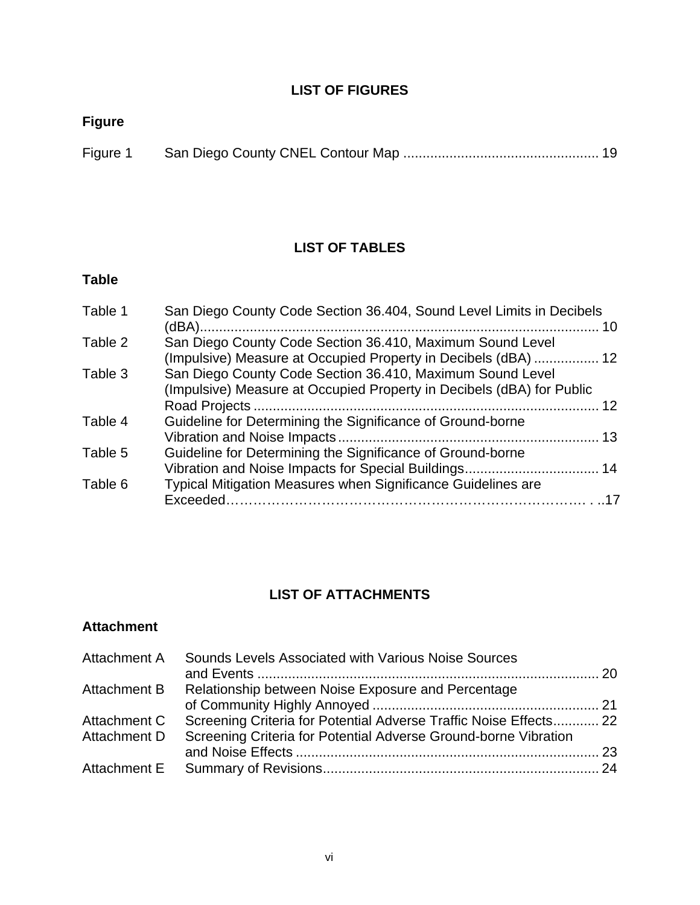## LIST OF FIGURES

**Figure**

| Figure | Title | Page |
|---|---|---|
| Figure 1 | San Diego County CNEL Contour Map | 19 |

## LIST OF TABLES

**Table**

| Table | Title | Page |
|---|---|---|
| Table 1 | San Diego County Code Section 36.404, Sound Level Limits in Decibels (dBA) | 10 |
| Table 2 | San Diego County Code Section 36.410, Maximum Sound Level (Impulsive) Measure at Occupied Property in Decibels (dBA) | 12 |
| Table 3 | San Diego County Code Section 36.410, Maximum Sound Level (Impulsive) Measure at Occupied Property in Decibels (dBA) for Public Road Projects | 12 |
| Table 4 | Guideline for Determining the Significance of Ground-borne Vibration and Noise Impacts | 13 |
| Table 5 | Guideline for Determining the Significance of Ground-borne Vibration and Noise Impacts for Special Buildings | 14 |
| Table 6 | Typical Mitigation Measures when Significance Guidelines are Exceeded | 17 |

## LIST OF ATTACHMENTS

**Attachment**

| Attachment | Title | Page |
|---|---|---|
| Attachment A | Sounds Levels Associated with Various Noise Sources and Events | 20 |
| Attachment B | Relationship between Noise Exposure and Percentage of Community Highly Annoyed | 21 |
| Attachment C | Screening Criteria for Potential Adverse Traffic Noise Effects | 22 |
| Attachment D | Screening Criteria for Potential Adverse Ground-borne Vibration and Noise Effects | 23 |
| Attachment E | Summary of Revisions | 24 |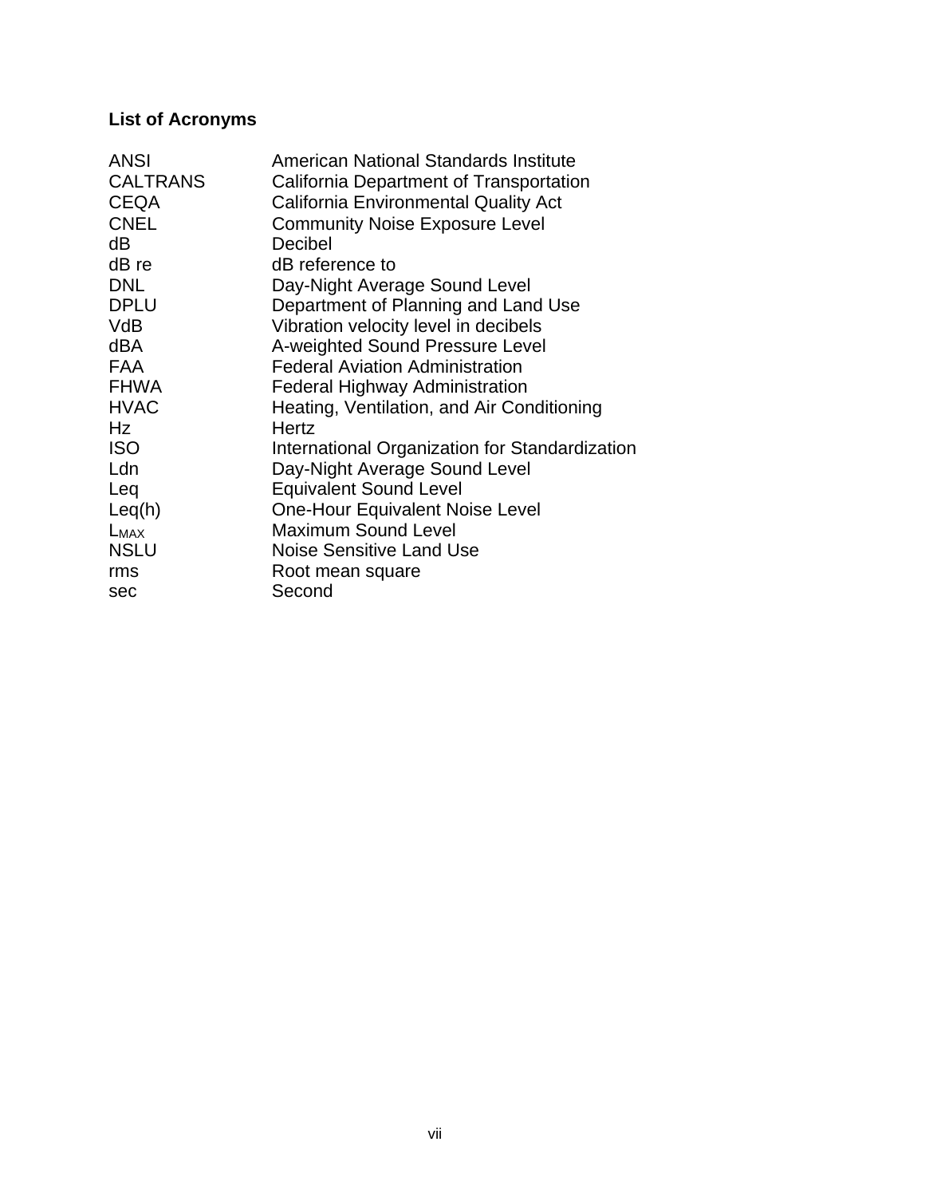## List of Acronyms

| | |
|---|---|
| ANSI | American National Standards Institute |
| CALTRANS | California Department of Transportation |
| CEQA | California Environmental Quality Act |
| CNEL | Community Noise Exposure Level |
| dB | Decibel |
| dB re | dB reference to |
| DNL | Day-Night Average Sound Level |
| DPLU | Department of Planning and Land Use |
| VdB | Vibration velocity level in decibels |
| dBA | A-weighted Sound Pressure Level |
| FAA | Federal Aviation Administration |
| FHWA | Federal Highway Administration |
| HVAC | Heating, Ventilation, and Air Conditioning |
| Hz | Hertz |
| ISO | International Organization for Standardization |
| Ldn | Day-Night Average Sound Level |
| Leq | Equivalent Sound Level |
| Leq(h) | One-Hour Equivalent Noise Level |
| $L_{MAX}$ | Maximum Sound Level |
| NSLU | Noise Sensitive Land Use |
| rms | Root mean square |
| sec | Second |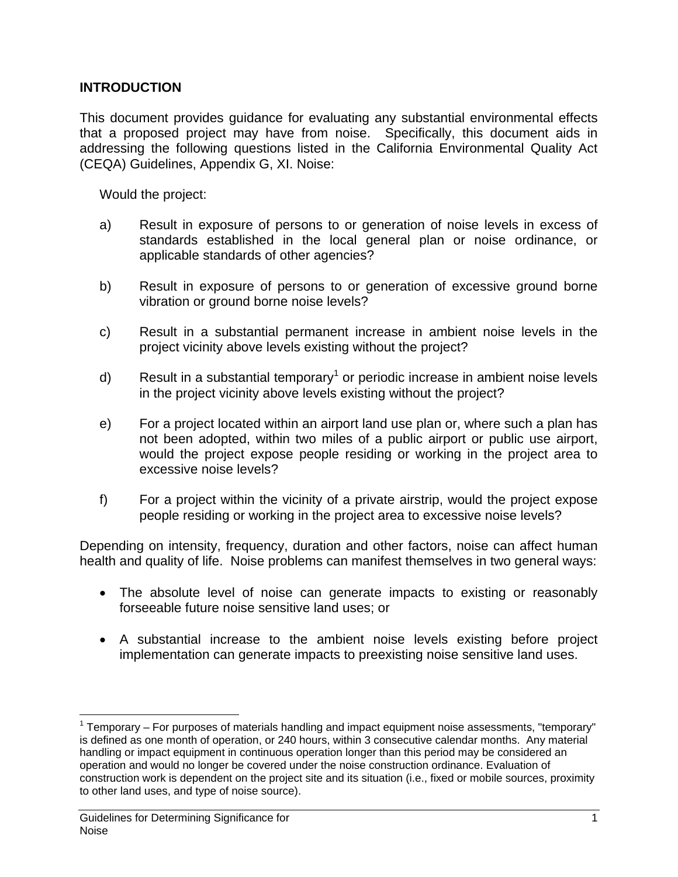## INTRODUCTION

This document provides guidance for evaluating any substantial environmental effects that a proposed project may have from noise. Specifically, this document aids in addressing the following questions listed in the California Environmental Quality Act (CEQA) Guidelines, Appendix G, XI. Noise:

Would the project:

a) Result in exposure of persons to or generation of noise levels in excess of standards established in the local general plan or noise ordinance, or applicable standards of other agencies?

b) Result in exposure of persons to or generation of excessive ground borne vibration or ground borne noise levels?

c) Result in a substantial permanent increase in ambient noise levels in the project vicinity above levels existing without the project?

d) Result in a substantial temporary[1] or periodic increase in ambient noise levels in the project vicinity above levels existing without the project?

e) For a project located within an airport land use plan or, where such a plan has not been adopted, within two miles of a public airport or public use airport, would the project expose people residing or working in the project area to excessive noise levels?

f) For a project within the vicinity of a private airstrip, would the project expose people residing or working in the project area to excessive noise levels?

Depending on intensity, frequency, duration and other factors, noise can affect human health and quality of life. Noise problems can manifest themselves in two general ways:

- The absolute level of noise can generate impacts to existing or reasonably forseeable future noise sensitive land uses; or
- A substantial increase to the ambient noise levels existing before project implementation can generate impacts to preexisting noise sensitive land uses.

---

[1] Temporary – For purposes of materials handling and impact equipment noise assessments, "temporary" is defined as one month of operation, or 240 hours, within 3 consecutive calendar months. Any material handling or impact equipment in continuous operation longer than this period may be considered an operation and would no longer be covered under the noise construction ordinance. Evaluation of construction work is dependent on the project site and its situation (i.e., fixed or mobile sources, proximity to other land uses, and type of noise source).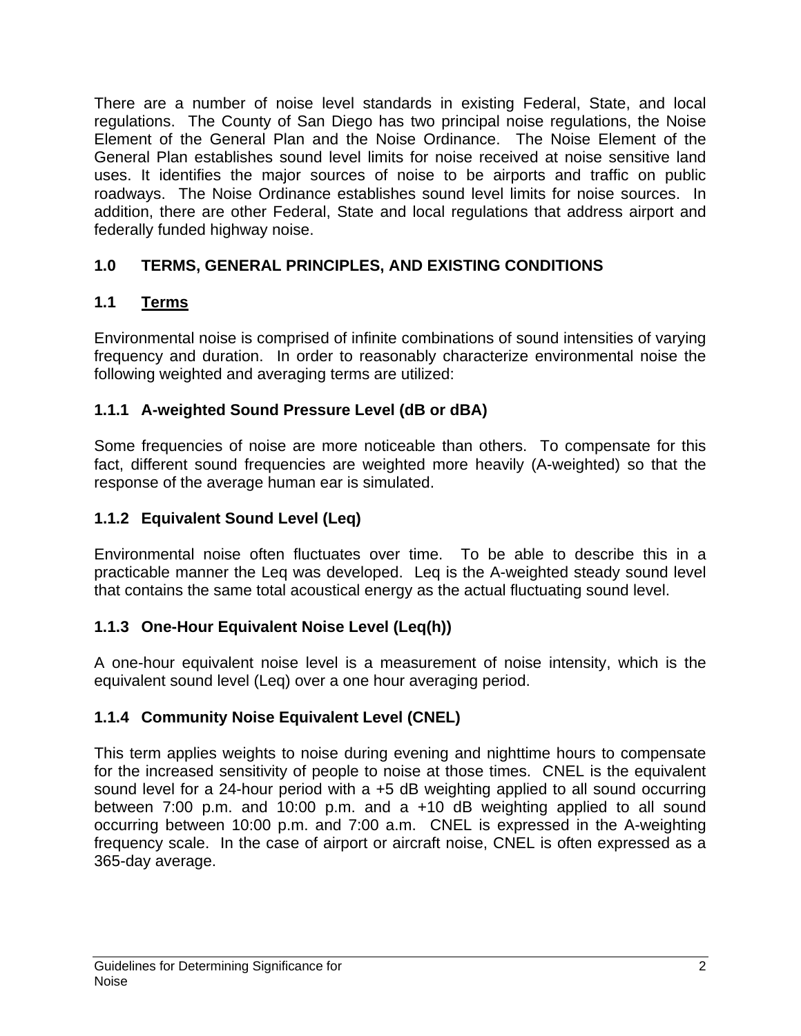There are a number of noise level standards in existing Federal, State, and local regulations. The County of San Diego has two principal noise regulations, the Noise Element of the General Plan and the Noise Ordinance. The Noise Element of the General Plan establishes sound level limits for noise received at noise sensitive land uses. It identifies the major sources of noise to be airports and traffic on public roadways. The Noise Ordinance establishes sound level limits for noise sources. In addition, there are other Federal, State and local regulations that address airport and federally funded highway noise.

## 1.0 TERMS, GENERAL PRINCIPLES, AND EXISTING CONDITIONS

### 1.1 Terms

Environmental noise is comprised of infinite combinations of sound intensities of varying frequency and duration. In order to reasonably characterize environmental noise the following weighted and averaging terms are utilized:

#### 1.1.1 A-weighted Sound Pressure Level (dB or dBA)

Some frequencies of noise are more noticeable than others. To compensate for this fact, different sound frequencies are weighted more heavily (A-weighted) so that the response of the average human ear is simulated.

#### 1.1.2 Equivalent Sound Level (Leq)

Environmental noise often fluctuates over time. To be able to describe this in a practicable manner the Leq was developed. Leq is the A-weighted steady sound level that contains the same total acoustical energy as the actual fluctuating sound level.

#### 1.1.3 One-Hour Equivalent Noise Level (Leq(h))

A one-hour equivalent noise level is a measurement of noise intensity, which is the equivalent sound level (Leq) over a one hour averaging period.

#### 1.1.4 Community Noise Equivalent Level (CNEL)

This term applies weights to noise during evening and nighttime hours to compensate for the increased sensitivity of people to noise at those times. CNEL is the equivalent sound level for a 24-hour period with a +5 dB weighting applied to all sound occurring between 7:00 p.m. and 10:00 p.m. and a +10 dB weighting applied to all sound occurring between 10:00 p.m. and 7:00 a.m. CNEL is expressed in the A-weighting frequency scale. In the case of airport or aircraft noise, CNEL is often expressed as a 365-day average.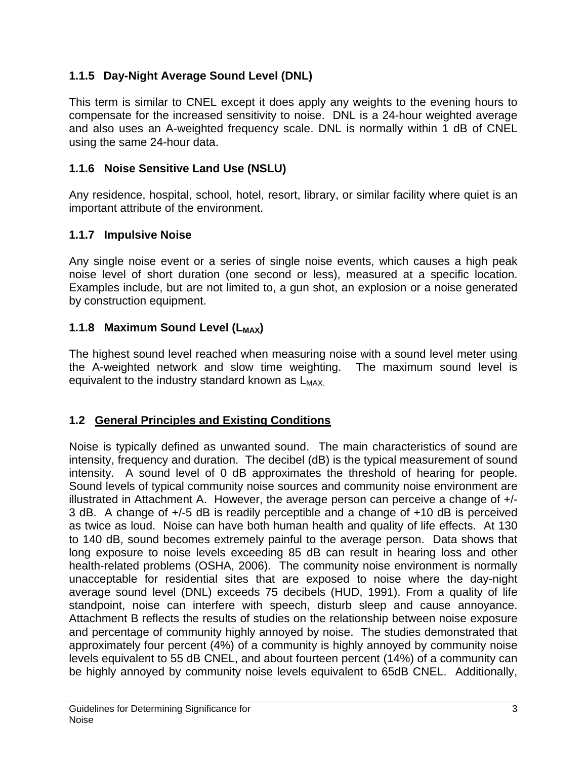### 1.1.5 Day-Night Average Sound Level (DNL)

This term is similar to CNEL except it does apply any weights to the evening hours to compensate for the increased sensitivity to noise. DNL is a 24-hour weighted average and also uses an A-weighted frequency scale. DNL is normally within 1 dB of CNEL using the same 24-hour data.

### 1.1.6 Noise Sensitive Land Use (NSLU)

Any residence, hospital, school, hotel, resort, library, or similar facility where quiet is an important attribute of the environment.

### 1.1.7 Impulsive Noise

Any single noise event or a series of single noise events, which causes a high peak noise level of short duration (one second or less), measured at a specific location. Examples include, but are not limited to, a gun shot, an explosion or a noise generated by construction equipment.

### 1.1.8 Maximum Sound Level ($L_{MAX}$)

The highest sound level reached when measuring noise with a sound level meter using the A-weighted network and slow time weighting. The maximum sound level is equivalent to the industry standard known as $L_{MAX.}$

## 1.2 General Principles and Existing Conditions

Noise is typically defined as unwanted sound. The main characteristics of sound are intensity, frequency and duration. The decibel (dB) is the typical measurement of sound intensity. A sound level of 0 dB approximates the threshold of hearing for people. Sound levels of typical community noise sources and community noise environment are illustrated in Attachment A. However, the average person can perceive a change of +/- 3 dB. A change of +/-5 dB is readily perceptible and a change of +10 dB is perceived as twice as loud. Noise can have both human health and quality of life effects. At 130 to 140 dB, sound becomes extremely painful to the average person. Data shows that long exposure to noise levels exceeding 85 dB can result in hearing loss and other health-related problems (OSHA, 2006). The community noise environment is normally unacceptable for residential sites that are exposed to noise where the day-night average sound level (DNL) exceeds 75 decibels (HUD, 1991). From a quality of life standpoint, noise can interfere with speech, disturb sleep and cause annoyance. Attachment B reflects the results of studies on the relationship between noise exposure and percentage of community highly annoyed by noise. The studies demonstrated that approximately four percent (4%) of a community is highly annoyed by community noise levels equivalent to 55 dB CNEL, and about fourteen percent (14%) of a community can be highly annoyed by community noise levels equivalent to 65dB CNEL. Additionally,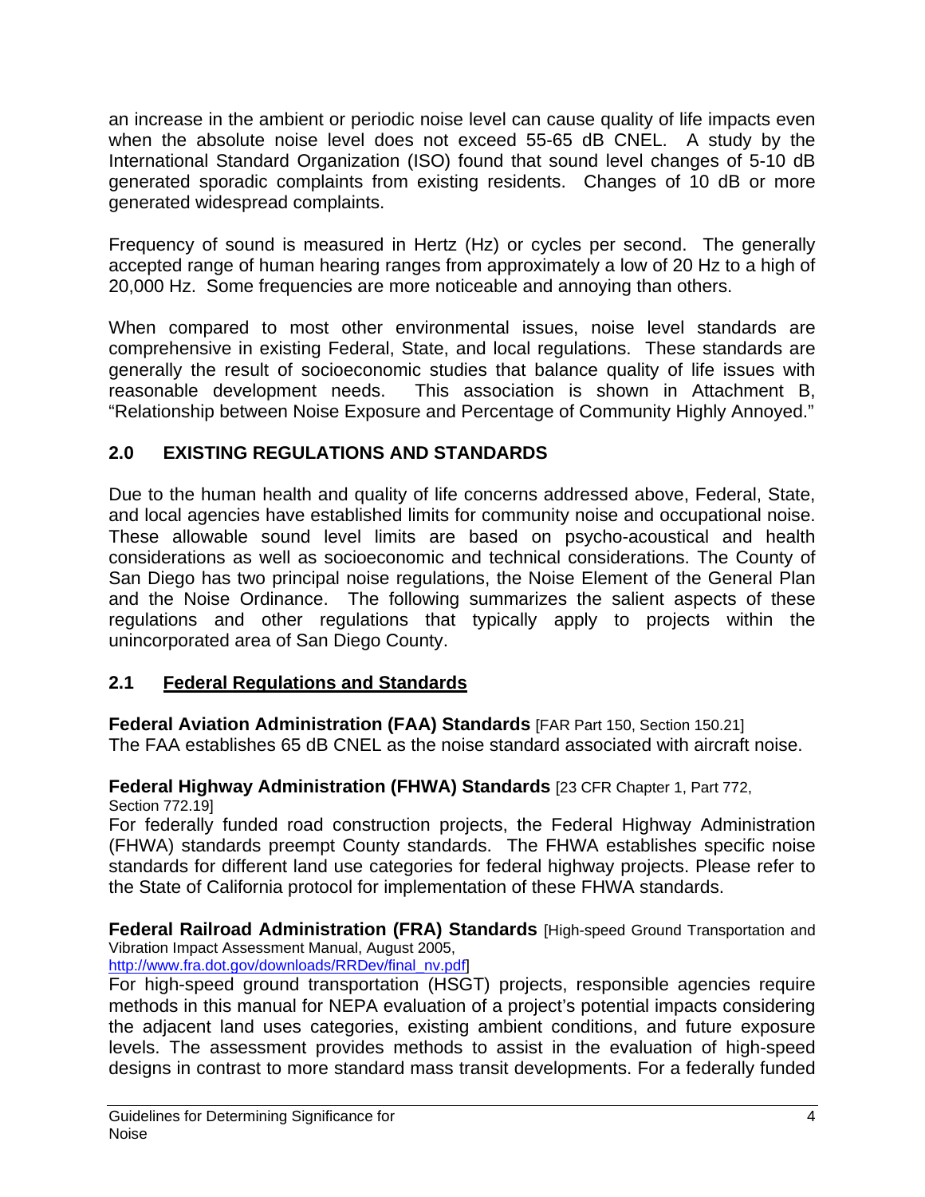an increase in the ambient or periodic noise level can cause quality of life impacts even when the absolute noise level does not exceed 55-65 dB CNEL. A study by the International Standard Organization (ISO) found that sound level changes of 5-10 dB generated sporadic complaints from existing residents. Changes of 10 dB or more generated widespread complaints.

Frequency of sound is measured in Hertz (Hz) or cycles per second. The generally accepted range of human hearing ranges from approximately a low of 20 Hz to a high of 20,000 Hz. Some frequencies are more noticeable and annoying than others.

When compared to most other environmental issues, noise level standards are comprehensive in existing Federal, State, and local regulations. These standards are generally the result of socioeconomic studies that balance quality of life issues with reasonable development needs. This association is shown in Attachment B, "Relationship between Noise Exposure and Percentage of Community Highly Annoyed."

## 2.0 EXISTING REGULATIONS AND STANDARDS

Due to the human health and quality of life concerns addressed above, Federal, State, and local agencies have established limits for community noise and occupational noise. These allowable sound level limits are based on psycho-acoustical and health considerations as well as socioeconomic and technical considerations. The County of San Diego has two principal noise regulations, the Noise Element of the General Plan and the Noise Ordinance. The following summarizes the salient aspects of these regulations and other regulations that typically apply to projects within the unincorporated area of San Diego County.

### 2.1 Federal Regulations and Standards

**Federal Aviation Administration (FAA) Standards** [FAR Part 150, Section 150.21]
The FAA establishes 65 dB CNEL as the noise standard associated with aircraft noise.

**Federal Highway Administration (FHWA) Standards** [23 CFR Chapter 1, Part 772, Section 772.19]
For federally funded road construction projects, the Federal Highway Administration (FHWA) standards preempt County standards. The FHWA establishes specific noise standards for different land use categories for federal highway projects. Please refer to the State of California protocol for implementation of these FHWA standards.

**Federal Railroad Administration (FRA) Standards** [High-speed Ground Transportation and Vibration Impact Assessment Manual, August 2005, http://www.fra.dot.gov/downloads/RRDev/final_nv.pdf]
For high-speed ground transportation (HSGT) projects, responsible agencies require methods in this manual for NEPA evaluation of a project's potential impacts considering the adjacent land uses categories, existing ambient conditions, and future exposure levels. The assessment provides methods to assist in the evaluation of high-speed designs in contrast to more standard mass transit developments. For a federally funded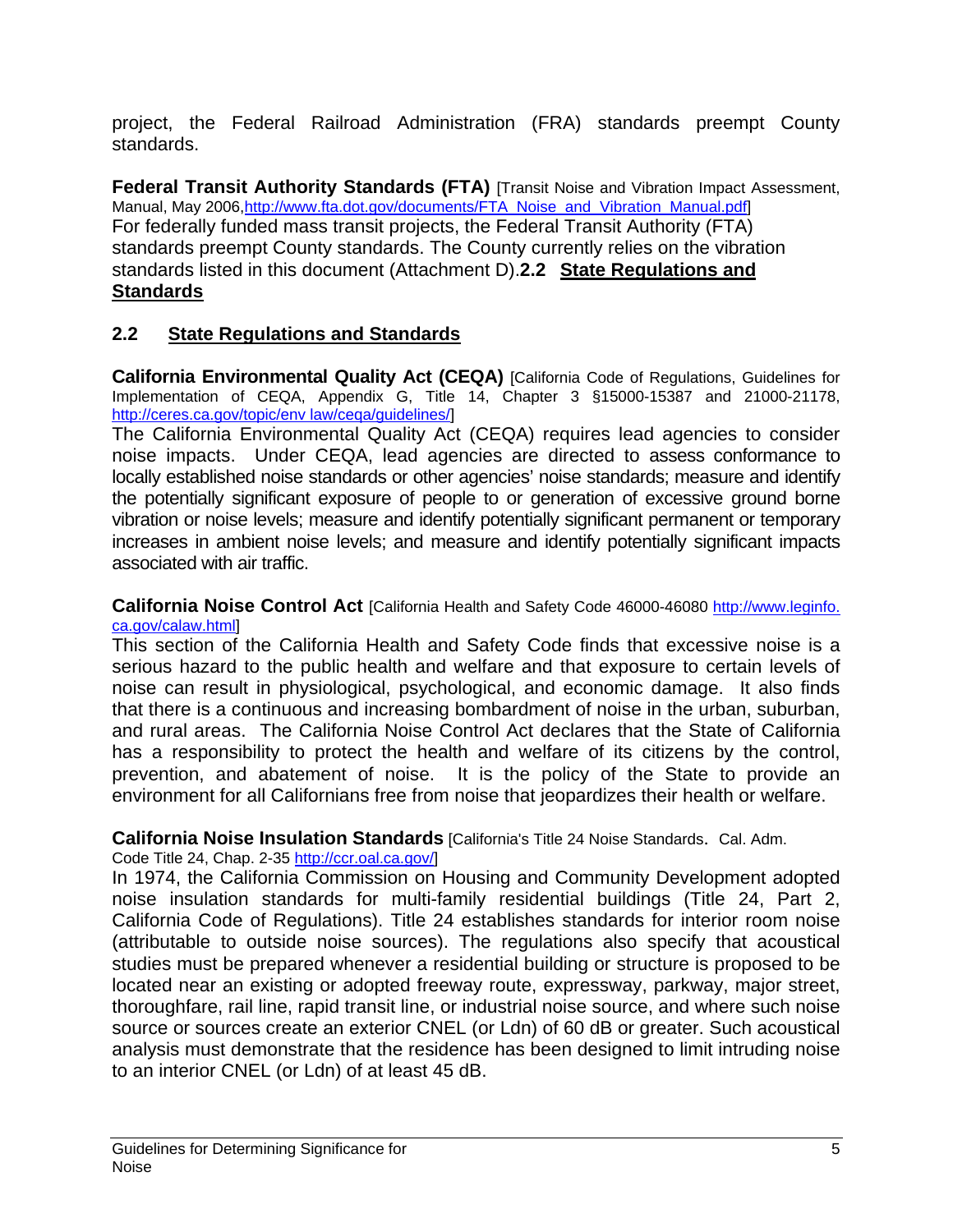project, the Federal Railroad Administration (FRA) standards preempt County standards.

**Federal Transit Authority Standards (FTA)** [Transit Noise and Vibration Impact Assessment, Manual, May 2006,http://www.fta.dot.gov/documents/FTA_Noise_and_Vibration_Manual.pdf]
For federally funded mass transit projects, the Federal Transit Authority (FTA) standards preempt County standards. The County currently relies on the vibration standards listed in this document (Attachment D).**2.2 State Regulations and Standards**

## 2.2 State Regulations and Standards

**California Environmental Quality Act (CEQA)** [California Code of Regulations, Guidelines for Implementation of CEQA, Appendix G, Title 14, Chapter 3 §15000-15387 and 21000-21178, http://ceres.ca.gov/topic/env law/ceqa/guidelines/]
The California Environmental Quality Act (CEQA) requires lead agencies to consider noise impacts. Under CEQA, lead agencies are directed to assess conformance to locally established noise standards or other agencies' noise standards; measure and identify the potentially significant exposure of people to or generation of excessive ground borne vibration or noise levels; measure and identify potentially significant permanent or temporary increases in ambient noise levels; and measure and identify potentially significant impacts associated with air traffic.

**California Noise Control Act** [California Health and Safety Code 46000-46080 http://www.leginfo.ca.gov/calaw.html]
This section of the California Health and Safety Code finds that excessive noise is a serious hazard to the public health and welfare and that exposure to certain levels of noise can result in physiological, psychological, and economic damage. It also finds that there is a continuous and increasing bombardment of noise in the urban, suburban, and rural areas. The California Noise Control Act declares that the State of California has a responsibility to protect the health and welfare of its citizens by the control, prevention, and abatement of noise. It is the policy of the State to provide an environment for all Californians free from noise that jeopardizes their health or welfare.

**California Noise Insulation Standards** [California's Title 24 Noise Standards. Cal. Adm. Code Title 24, Chap. 2-35 http://ccr.oal.ca.gov/]
In 1974, the California Commission on Housing and Community Development adopted noise insulation standards for multi-family residential buildings (Title 24, Part 2, California Code of Regulations). Title 24 establishes standards for interior room noise (attributable to outside noise sources). The regulations also specify that acoustical studies must be prepared whenever a residential building or structure is proposed to be located near an existing or adopted freeway route, expressway, parkway, major street, thoroughfare, rail line, rapid transit line, or industrial noise source, and where such noise source or sources create an exterior CNEL (or Ldn) of 60 dB or greater. Such acoustical analysis must demonstrate that the residence has been designed to limit intruding noise to an interior CNEL (or Ldn) of at least 45 dB.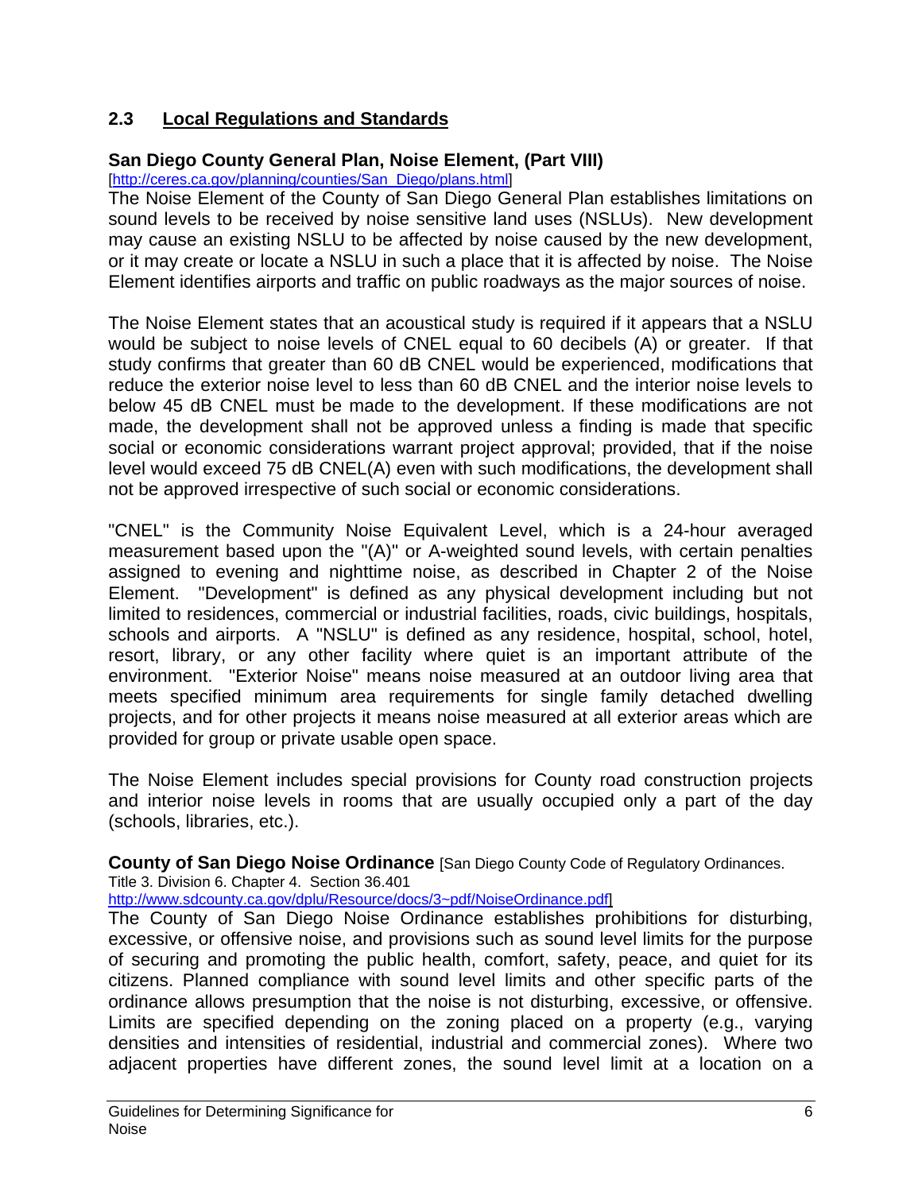## 2.3 Local Regulations and Standards

**San Diego County General Plan, Noise Element, (Part VIII)**
[http://ceres.ca.gov/planning/counties/San_Diego/plans.html]

The Noise Element of the County of San Diego General Plan establishes limitations on sound levels to be received by noise sensitive land uses (NSLUs). New development may cause an existing NSLU to be affected by noise caused by the new development, or it may create or locate a NSLU in such a place that it is affected by noise. The Noise Element identifies airports and traffic on public roadways as the major sources of noise.

The Noise Element states that an acoustical study is required if it appears that a NSLU would be subject to noise levels of CNEL equal to 60 decibels (A) or greater. If that study confirms that greater than 60 dB CNEL would be experienced, modifications that reduce the exterior noise level to less than 60 dB CNEL and the interior noise levels to below 45 dB CNEL must be made to the development. If these modifications are not made, the development shall not be approved unless a finding is made that specific social or economic considerations warrant project approval; provided, that if the noise level would exceed 75 dB CNEL(A) even with such modifications, the development shall not be approved irrespective of such social or economic considerations.

"CNEL" is the Community Noise Equivalent Level, which is a 24-hour averaged measurement based upon the "(A)" or A-weighted sound levels, with certain penalties assigned to evening and nighttime noise, as described in Chapter 2 of the Noise Element. "Development" is defined as any physical development including but not limited to residences, commercial or industrial facilities, roads, civic buildings, hospitals, schools and airports. A "NSLU" is defined as any residence, hospital, school, hotel, resort, library, or any other facility where quiet is an important attribute of the environment. "Exterior Noise" means noise measured at an outdoor living area that meets specified minimum area requirements for single family detached dwelling projects, and for other projects it means noise measured at all exterior areas which are provided for group or private usable open space.

The Noise Element includes special provisions for County road construction projects and interior noise levels in rooms that are usually occupied only a part of the day (schools, libraries, etc.).

**County of San Diego Noise Ordinance** [San Diego County Code of Regulatory Ordinances. Title 3. Division 6. Chapter 4. Section 36.401
http://www.sdcounty.ca.gov/dplu/Resource/docs/3~pdf/NoiseOrdinance.pdf]

The County of San Diego Noise Ordinance establishes prohibitions for disturbing, excessive, or offensive noise, and provisions such as sound level limits for the purpose of securing and promoting the public health, comfort, safety, peace, and quiet for its citizens. Planned compliance with sound level limits and other specific parts of the ordinance allows presumption that the noise is not disturbing, excessive, or offensive. Limits are specified depending on the zoning placed on a property (e.g., varying densities and intensities of residential, industrial and commercial zones). Where two adjacent properties have different zones, the sound level limit at a location on a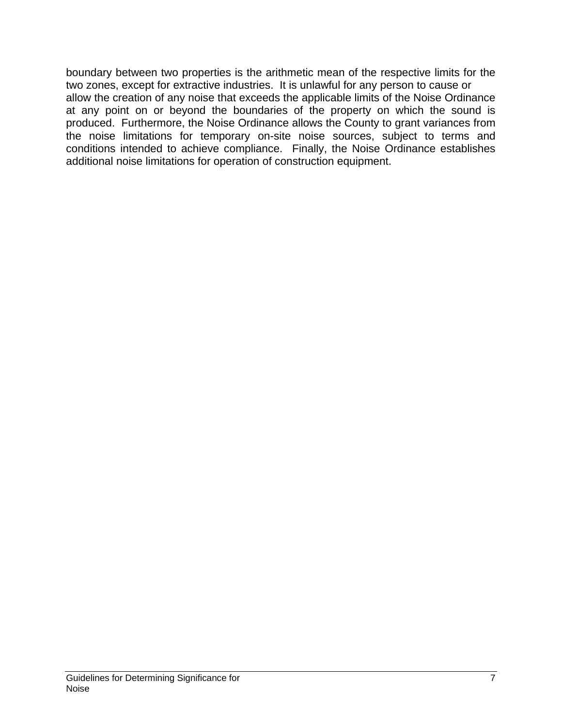boundary between two properties is the arithmetic mean of the respective limits for the two zones, except for extractive industries. It is unlawful for any person to cause or allow the creation of any noise that exceeds the applicable limits of the Noise Ordinance at any point on or beyond the boundaries of the property on which the sound is produced. Furthermore, the Noise Ordinance allows the County to grant variances from the noise limitations for temporary on-site noise sources, subject to terms and conditions intended to achieve compliance. Finally, the Noise Ordinance establishes additional noise limitations for operation of construction equipment.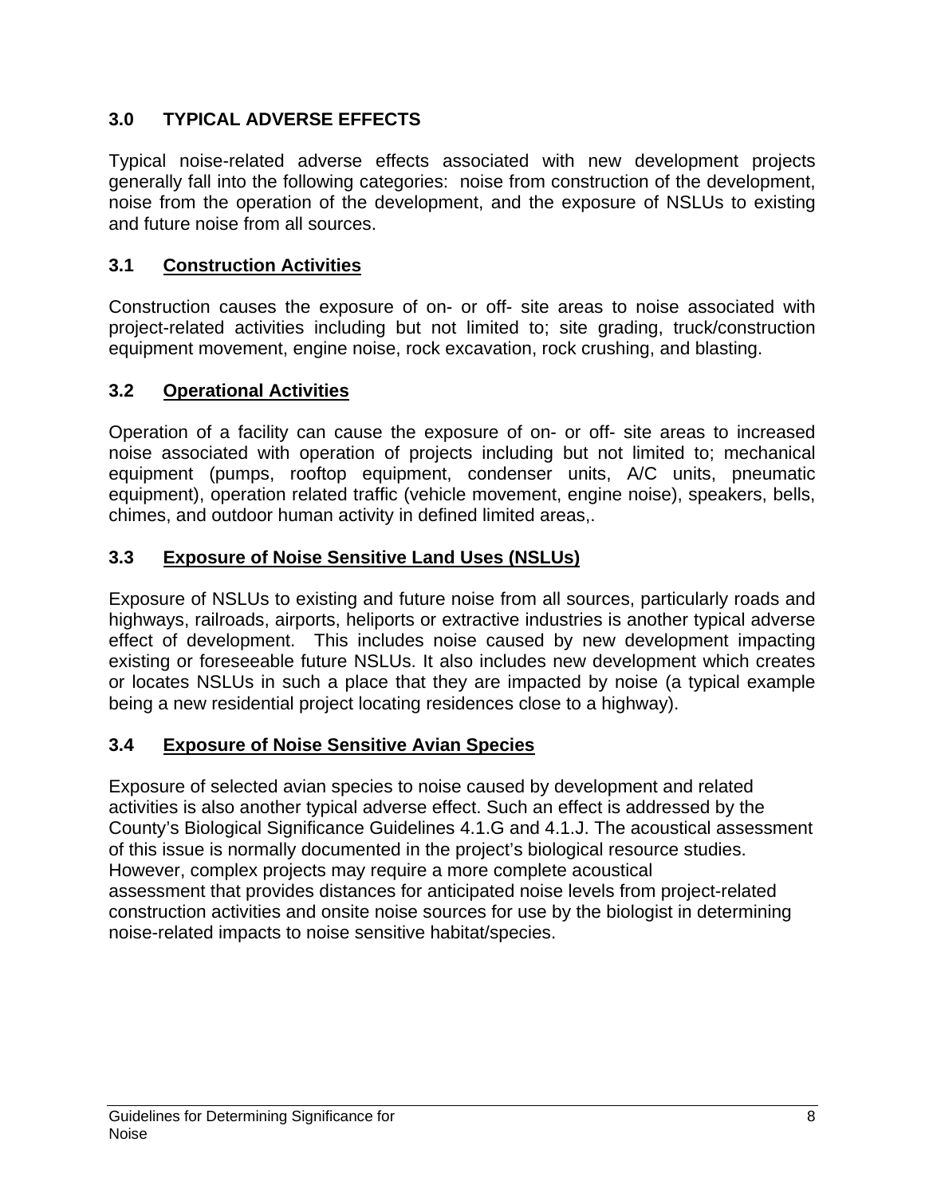## 3.0 TYPICAL ADVERSE EFFECTS

Typical noise-related adverse effects associated with new development projects generally fall into the following categories: noise from construction of the development, noise from the operation of the development, and the exposure of NSLUs to existing and future noise from all sources.

### 3.1 Construction Activities

Construction causes the exposure of on- or off- site areas to noise associated with project-related activities including but not limited to; site grading, truck/construction equipment movement, engine noise, rock excavation, rock crushing, and blasting.

### 3.2 Operational Activities

Operation of a facility can cause the exposure of on- or off- site areas to increased noise associated with operation of projects including but not limited to; mechanical equipment (pumps, rooftop equipment, condenser units, A/C units, pneumatic equipment), operation related traffic (vehicle movement, engine noise), speakers, bells, chimes, and outdoor human activity in defined limited areas,.

### 3.3 Exposure of Noise Sensitive Land Uses (NSLUs)

Exposure of NSLUs to existing and future noise from all sources, particularly roads and highways, railroads, airports, heliports or extractive industries is another typical adverse effect of development. This includes noise caused by new development impacting existing or foreseeable future NSLUs. It also includes new development which creates or locates NSLUs in such a place that they are impacted by noise (a typical example being a new residential project locating residences close to a highway).

### 3.4 Exposure of Noise Sensitive Avian Species

Exposure of selected avian species to noise caused by development and related activities is also another typical adverse effect. Such an effect is addressed by the County's Biological Significance Guidelines 4.1.G and 4.1.J. The acoustical assessment of this issue is normally documented in the project's biological resource studies. However, complex projects may require a more complete acoustical assessment that provides distances for anticipated noise levels from project-related construction activities and onsite noise sources for use by the biologist in determining noise-related impacts to noise sensitive habitat/species.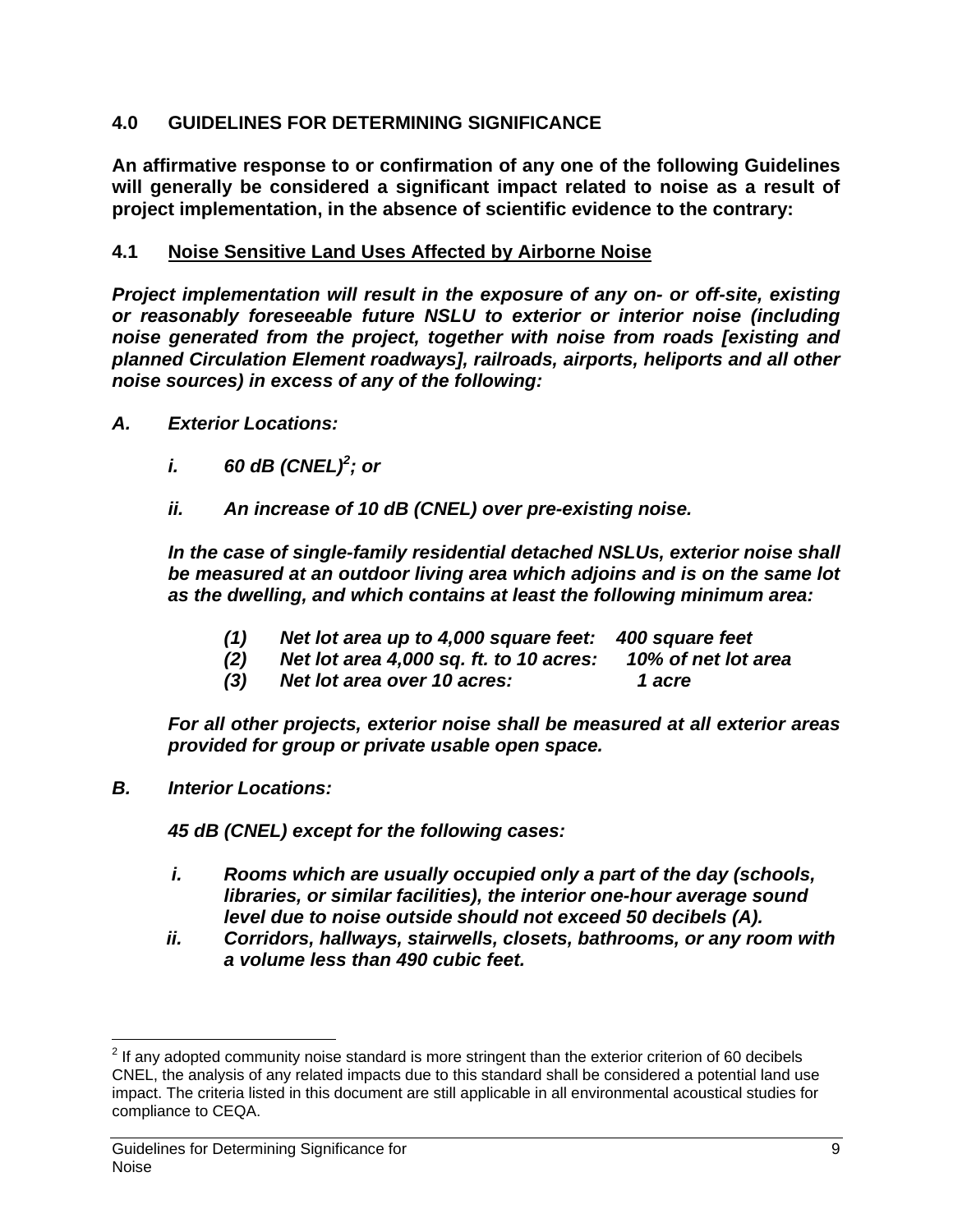## 4.0 GUIDELINES FOR DETERMINING SIGNIFICANCE

**An affirmative response to or confirmation of any one of the following Guidelines will generally be considered a significant impact related to noise as a result of project implementation, in the absence of scientific evidence to the contrary:**

### 4.1 Noise Sensitive Land Uses Affected by Airborne Noise

***Project implementation will result in the exposure of any on- or off-site, existing or reasonably foreseeable future NSLU to exterior or interior noise (including noise generated from the project, together with noise from roads [existing and planned Circulation Element roadways], railroads, airports, heliports and all other noise sources) in excess of any of the following:***

***A. Exterior Locations:***

- ***i. 60 dB (CNEL)[2]; or***
- ***ii. An increase of 10 dB (CNEL) over pre-existing noise.***

***In the case of single-family residential detached NSLUs, exterior noise shall be measured at an outdoor living area which adjoins and is on the same lot as the dwelling, and which contains at least the following minimum area:***

- ***(1) Net lot area up to 4,000 square feet: 400 square feet***
- ***(2) Net lot area 4,000 sq. ft. to 10 acres: 10% of net lot area***
- ***(3) Net lot area over 10 acres: 1 acre***

***For all other projects, exterior noise shall be measured at all exterior areas provided for group or private usable open space.***

***B. Interior Locations:***

***45 dB (CNEL) except for the following cases:***

- ***i. Rooms which are usually occupied only a part of the day (schools, libraries, or similar facilities), the interior one-hour average sound level due to noise outside should not exceed 50 decibels (A).***
- ***ii. Corridors, hallways, stairwells, closets, bathrooms, or any room with a volume less than 490 cubic feet.***

---

[2] If any adopted community noise standard is more stringent than the exterior criterion of 60 decibels CNEL, the analysis of any related impacts due to this standard shall be considered a potential land use impact. The criteria listed in this document are still applicable in all environmental acoustical studies for compliance to CEQA.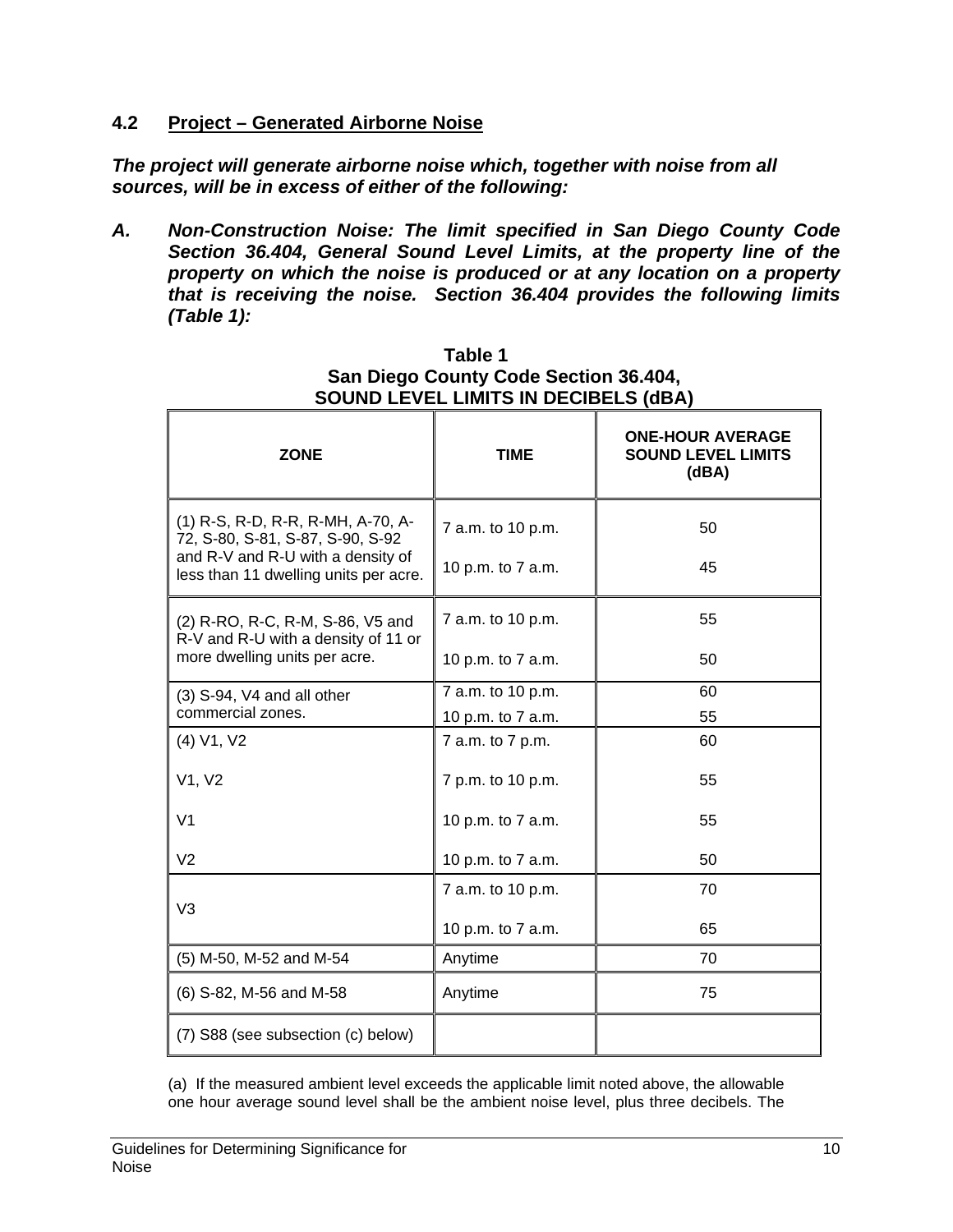### 4.2 <u>Project – Generated Airborne Noise</u>

***The project will generate airborne noise which, together with noise from all sources, will be in excess of either of the following:***

***A. Non-Construction Noise: The limit specified in San Diego County Code Section 36.404, General Sound Level Limits, at the property line of the property on which the noise is produced or at any location on a property that is receiving the noise. Section 36.404 provides the following limits (Table 1):***

**Table 1**
**San Diego County Code Section 36.404,**
**SOUND LEVEL LIMITS IN DECIBELS (dBA)**

| ZONE | TIME | ONE-HOUR AVERAGE SOUND LEVEL LIMITS (dBA) |
|---|---|---|
| (1) R-S, R-D, R-R, R-MH, A-70, A-72, S-80, S-81, S-87, S-90, S-92 and R-V and R-U with a density of less than 11 dwelling units per acre. | 7 a.m. to 10 p.m. | 50 |
| | 10 p.m. to 7 a.m. | 45 |
| (2) R-RO, R-C, R-M, S-86, V5 and R-V and R-U with a density of 11 or more dwelling units per acre. | 7 a.m. to 10 p.m. | 55 |
| | 10 p.m. to 7 a.m. | 50 |
| (3) S-94, V4 and all other commercial zones. | 7 a.m. to 10 p.m. | 60 |
| | 10 p.m. to 7 a.m. | 55 |
| (4) V1, V2 | 7 a.m. to 7 p.m. | 60 |
| V1, V2 | 7 p.m. to 10 p.m. | 55 |
| V1 | 10 p.m. to 7 a.m. | 55 |
| V2 | 10 p.m. to 7 a.m. | 50 |
| V3 | 7 a.m. to 10 p.m. | 70 |
| | 10 p.m. to 7 a.m. | 65 |
| (5) M-50, M-52 and M-54 | Anytime | 70 |
| (6) S-82, M-56 and M-58 | Anytime | 75 |
| (7) S88 (see subsection (c) below) | | |

(a) If the measured ambient level exceeds the applicable limit noted above, the allowable one hour average sound level shall be the ambient noise level, plus three decibels. The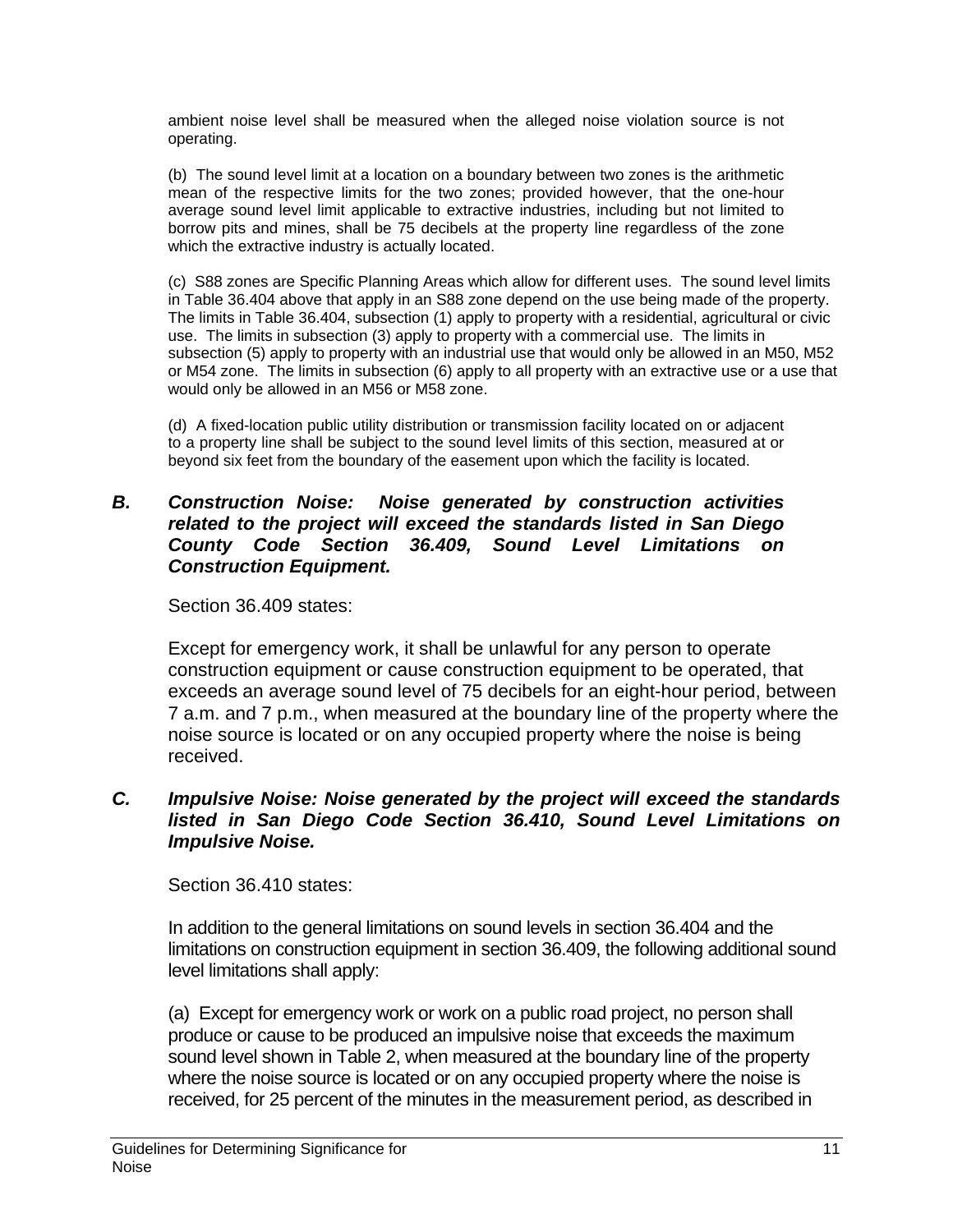ambient noise level shall be measured when the alleged noise violation source is not operating.

(b) The sound level limit at a location on a boundary between two zones is the arithmetic mean of the respective limits for the two zones; provided however, that the one-hour average sound level limit applicable to extractive industries, including but not limited to borrow pits and mines, shall be 75 decibels at the property line regardless of the zone which the extractive industry is actually located.

(c) S88 zones are Specific Planning Areas which allow for different uses. The sound level limits in Table 36.404 above that apply in an S88 zone depend on the use being made of the property. The limits in Table 36.404, subsection (1) apply to property with a residential, agricultural or civic use. The limits in subsection (3) apply to property with a commercial use. The limits in subsection (5) apply to property with an industrial use that would only be allowed in an M50, M52 or M54 zone. The limits in subsection (6) apply to all property with an extractive use or a use that would only be allowed in an M56 or M58 zone.

(d) A fixed-location public utility distribution or transmission facility located on or adjacent to a property line shall be subject to the sound level limits of this section, measured at or beyond six feet from the boundary of the easement upon which the facility is located.

***B. Construction Noise: Noise generated by construction activities related to the project will exceed the standards listed in San Diego County Code Section 36.409, Sound Level Limitations on Construction Equipment.***

Section 36.409 states:

Except for emergency work, it shall be unlawful for any person to operate construction equipment or cause construction equipment to be operated, that exceeds an average sound level of 75 decibels for an eight-hour period, between 7 a.m. and 7 p.m., when measured at the boundary line of the property where the noise source is located or on any occupied property where the noise is being received.

***C. Impulsive Noise: Noise generated by the project will exceed the standards listed in San Diego Code Section 36.410, Sound Level Limitations on Impulsive Noise.***

Section 36.410 states:

In addition to the general limitations on sound levels in section 36.404 and the limitations on construction equipment in section 36.409, the following additional sound level limitations shall apply:

(a) Except for emergency work or work on a public road project, no person shall produce or cause to be produced an impulsive noise that exceeds the maximum sound level shown in Table 2, when measured at the boundary line of the property where the noise source is located or on any occupied property where the noise is received, for 25 percent of the minutes in the measurement period, as described in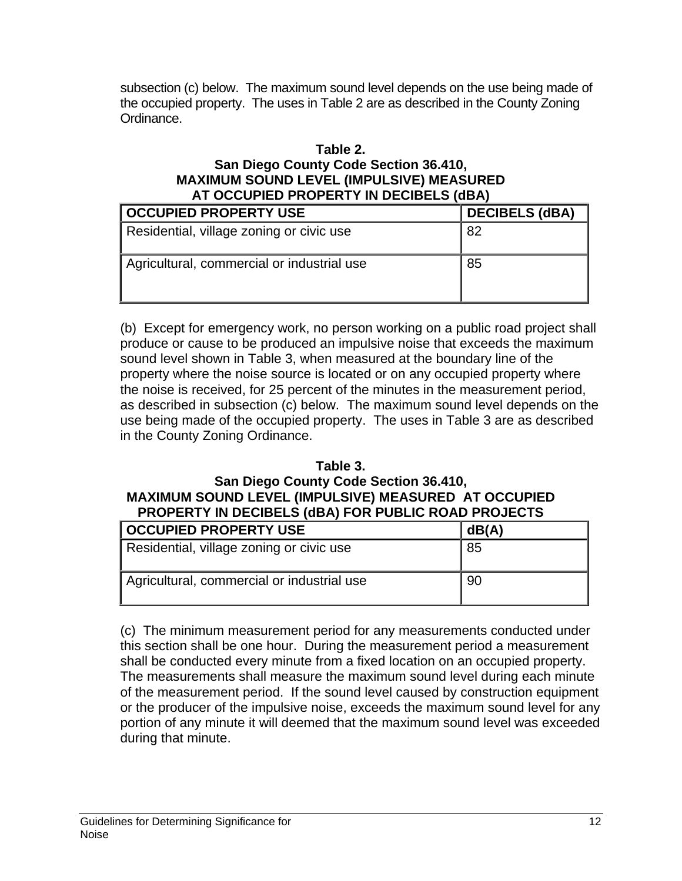subsection (c) below. The maximum sound level depends on the use being made of the occupied property. The uses in Table 2 are as described in the County Zoning Ordinance.

**Table 2.**
**San Diego County Code Section 36.410,**
**MAXIMUM SOUND LEVEL (IMPULSIVE) MEASURED AT OCCUPIED PROPERTY IN DECIBELS (dBA)**

| OCCUPIED PROPERTY USE | DECIBELS (dBA) |
|---|---|
| Residential, village zoning or civic use | 82 |
| Agricultural, commercial or industrial use | 85 |

(b) Except for emergency work, no person working on a public road project shall produce or cause to be produced an impulsive noise that exceeds the maximum sound level shown in Table 3, when measured at the boundary line of the property where the noise source is located or on any occupied property where the noise is received, for 25 percent of the minutes in the measurement period, as described in subsection (c) below. The maximum sound level depends on the use being made of the occupied property. The uses in Table 3 are as described in the County Zoning Ordinance.

**Table 3.**
**San Diego County Code Section 36.410,**
**MAXIMUM SOUND LEVEL (IMPULSIVE) MEASURED AT OCCUPIED PROPERTY IN DECIBELS (dBA) FOR PUBLIC ROAD PROJECTS**

| OCCUPIED PROPERTY USE | dB(A) |
|---|---|
| Residential, village zoning or civic use | 85 |
| Agricultural, commercial or industrial use | 90 |

(c) The minimum measurement period for any measurements conducted under this section shall be one hour. During the measurement period a measurement shall be conducted every minute from a fixed location on an occupied property. The measurements shall measure the maximum sound level during each minute of the measurement period. If the sound level caused by construction equipment or the producer of the impulsive noise, exceeds the maximum sound level for any portion of any minute it will deemed that the maximum sound level was exceeded during that minute.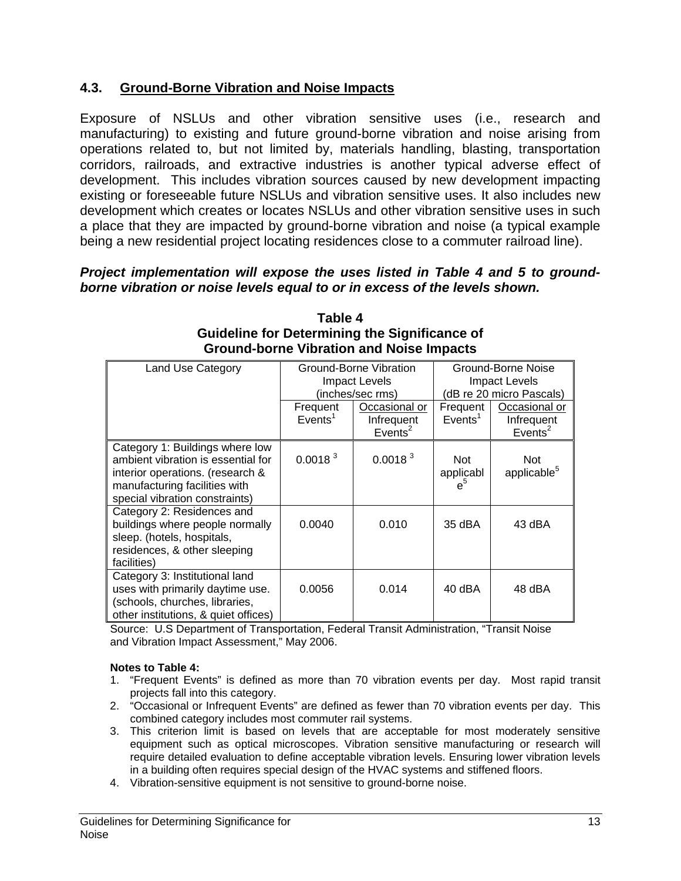### 4.3. Ground-Borne Vibration and Noise Impacts

Exposure of NSLUs and other vibration sensitive uses (i.e., research and manufacturing) to existing and future ground-borne vibration and noise arising from operations related to, but not limited by, materials handling, blasting, transportation corridors, railroads, and extractive industries is another typical adverse effect of development. This includes vibration sources caused by new development impacting existing or foreseeable future NSLUs and vibration sensitive uses. It also includes new development which creates or locates NSLUs and other vibration sensitive uses in such a place that they are impacted by ground-borne vibration and noise (a typical example being a new residential project locating residences close to a commuter railroad line).

***Project implementation will expose the uses listed in Table 4 and 5 to ground-borne vibration or noise levels equal to or in excess of the levels shown.***

**Table 4**
**Guideline for Determining the Significance of Ground-borne Vibration and Noise Impacts**

| Land Use Category | Ground-Borne Vibration Impact Levels (inches/sec rms) | | Ground-Borne Noise Impact Levels (dB re 20 micro Pascals) | |
|---|---|---|---|---|
| | Frequent Events[1] | Occasional or Infrequent Events[2] | Frequent Events[1] | Occasional or Infrequent Events[2] |
| Category 1: Buildings where low ambient vibration is essential for interior operations. (research & manufacturing facilities with special vibration constraints) | 0.0018 [3] | 0.0018 [3] | Not applicable[5] | Not applicable[5] |
| Category 2: Residences and buildings where people normally sleep. (hotels, hospitals, residences, & other sleeping facilities) | 0.0040 | 0.010 | 35 dBA | 43 dBA |
| Category 3: Institutional land uses with primarily daytime use. (schools, churches, libraries, other institutions, & quiet offices) | 0.0056 | 0.014 | 40 dBA | 48 dBA |

Source: U.S Department of Transportation, Federal Transit Administration, "Transit Noise and Vibration Impact Assessment," May 2006.

**Notes to Table 4:**

1. "Frequent Events" is defined as more than 70 vibration events per day. Most rapid transit projects fall into this category.
2. "Occasional or Infrequent Events" are defined as fewer than 70 vibration events per day. This combined category includes most commuter rail systems.
3. This criterion limit is based on levels that are acceptable for most moderately sensitive equipment such as optical microscopes. Vibration sensitive manufacturing or research will require detailed evaluation to define acceptable vibration levels. Ensuring lower vibration levels in a building often requires special design of the HVAC systems and stiffened floors.
4. Vibration-sensitive equipment is not sensitive to ground-borne noise.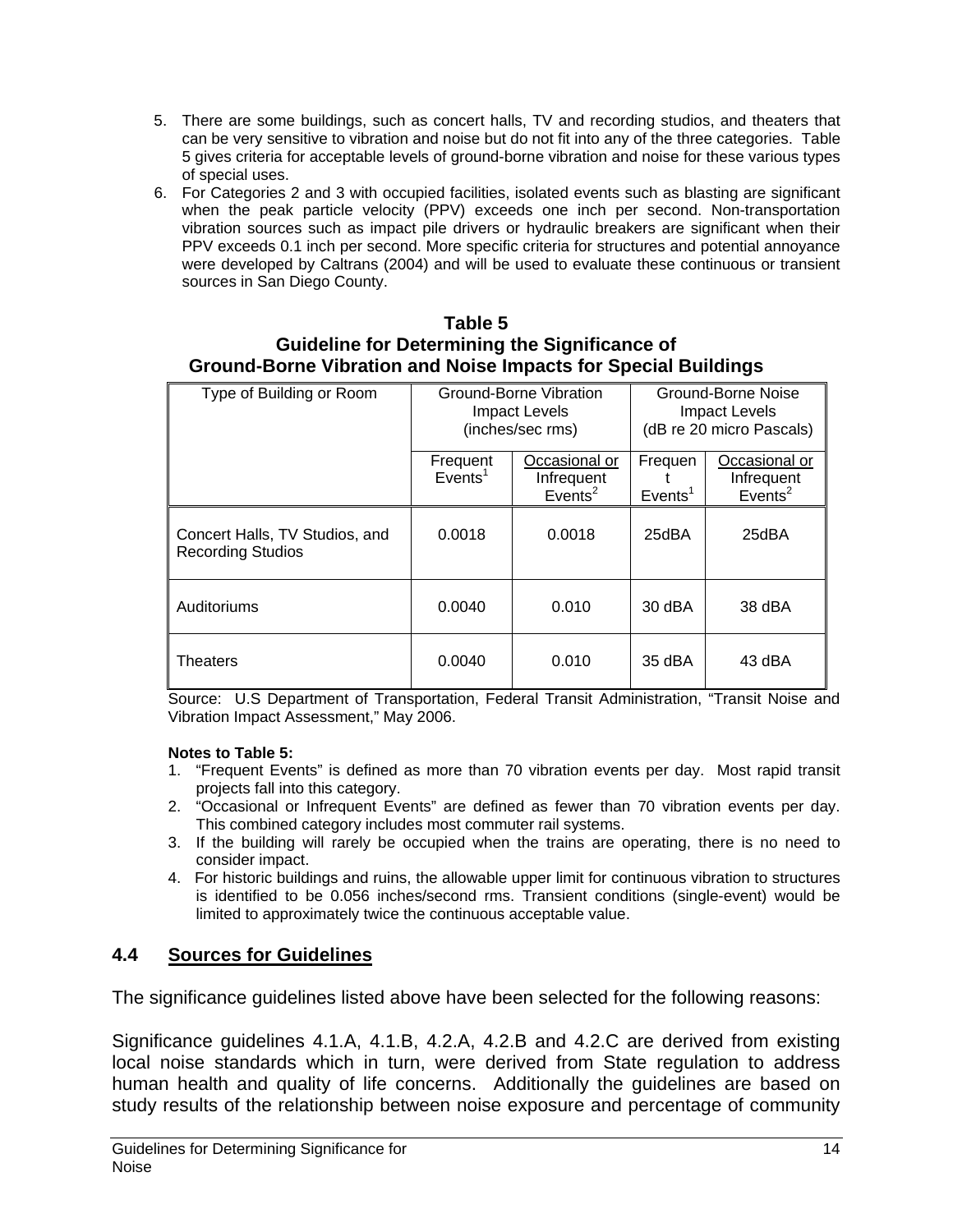5. There are some buildings, such as concert halls, TV and recording studios, and theaters that can be very sensitive to vibration and noise but do not fit into any of the three categories. Table 5 gives criteria for acceptable levels of ground-borne vibration and noise for these various types of special uses.
6. For Categories 2 and 3 with occupied facilities, isolated events such as blasting are significant when the peak particle velocity (PPV) exceeds one inch per second. Non-transportation vibration sources such as impact pile drivers or hydraulic breakers are significant when their PPV exceeds 0.1 inch per second. More specific criteria for structures and potential annoyance were developed by Caltrans (2004) and will be used to evaluate these continuous or transient sources in San Diego County.

**Table 5**
**Guideline for Determining the Significance of Ground-Borne Vibration and Noise Impacts for Special Buildings**

| Type of Building or Room | Ground-Borne Vibration Impact Levels (inches/sec rms) | | Ground-Borne Noise Impact Levels (dB re 20 micro Pascals) | |
|---|---|---|---|---|
| | Frequent Events[1] | Occasional or Infrequent Events[2] | Frequent Events[1] | Occasional or Infrequent Events[2] |
| Concert Halls, TV Studios, and Recording Studios | 0.0018 | 0.0018 | 25dBA | 25dBA |
| Auditoriums | 0.0040 | 0.010 | 30 dBA | 38 dBA |
| Theaters | 0.0040 | 0.010 | 35 dBA | 43 dBA |

Source: U.S Department of Transportation, Federal Transit Administration, "Transit Noise and Vibration Impact Assessment," May 2006.

**Notes to Table 5:**

1. "Frequent Events" is defined as more than 70 vibration events per day. Most rapid transit projects fall into this category.
2. "Occasional or Infrequent Events" are defined as fewer than 70 vibration events per day. This combined category includes most commuter rail systems.
3. If the building will rarely be occupied when the trains are operating, there is no need to consider impact.
4. For historic buildings and ruins, the allowable upper limit for continuous vibration to structures is identified to be 0.056 inches/second rms. Transient conditions (single-event) would be limited to approximately twice the continuous acceptable value.

## 4.4 Sources for Guidelines

The significance guidelines listed above have been selected for the following reasons:

Significance guidelines 4.1.A, 4.1.B, 4.2.A, 4.2.B and 4.2.C are derived from existing local noise standards which in turn, were derived from State regulation to address human health and quality of life concerns. Additionally the guidelines are based on study results of the relationship between noise exposure and percentage of community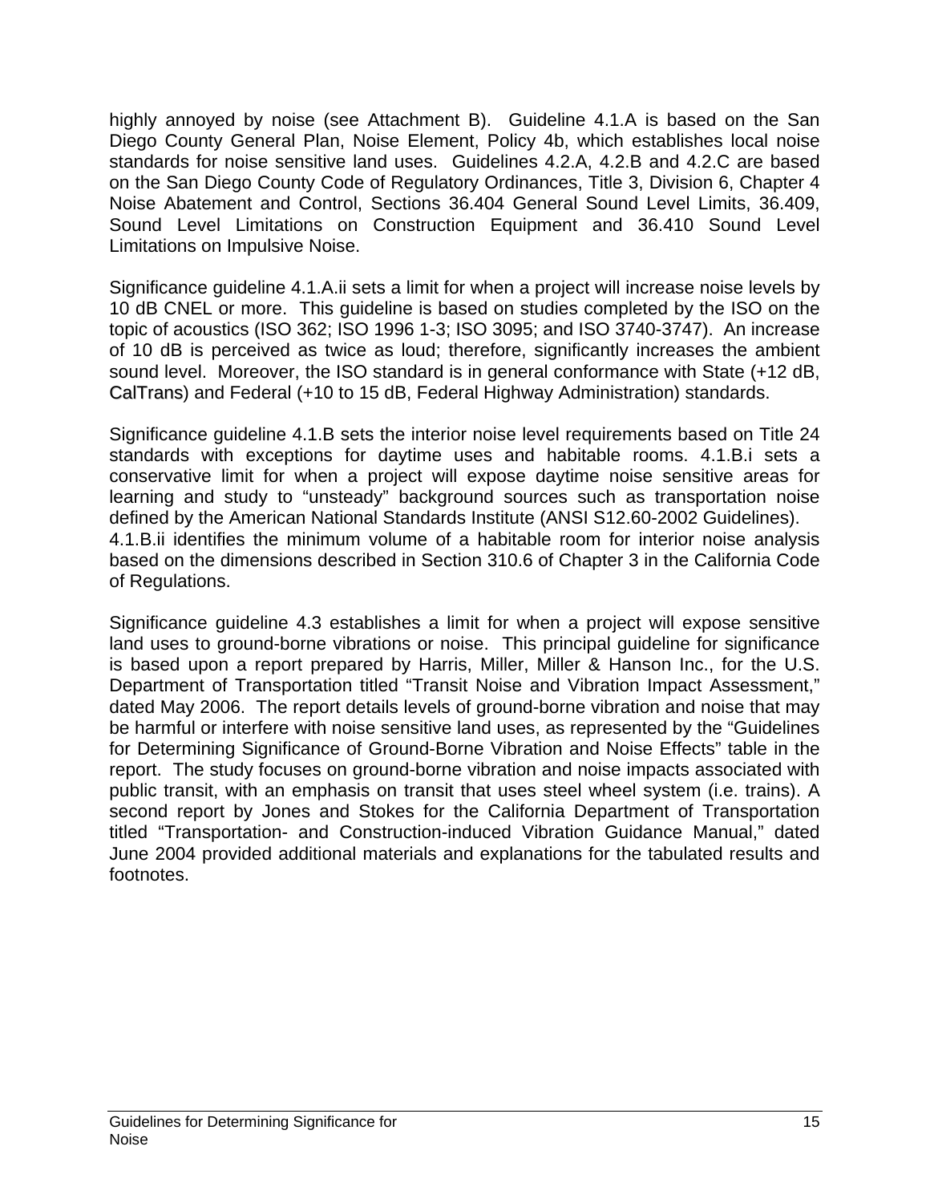highly annoyed by noise (see Attachment B). Guideline 4.1.A is based on the San Diego County General Plan, Noise Element, Policy 4b, which establishes local noise standards for noise sensitive land uses. Guidelines 4.2.A, 4.2.B and 4.2.C are based on the San Diego County Code of Regulatory Ordinances, Title 3, Division 6, Chapter 4 Noise Abatement and Control, Sections 36.404 General Sound Level Limits, 36.409, Sound Level Limitations on Construction Equipment and 36.410 Sound Level Limitations on Impulsive Noise.

Significance guideline 4.1.A.ii sets a limit for when a project will increase noise levels by 10 dB CNEL or more. This guideline is based on studies completed by the ISO on the topic of acoustics (ISO 362; ISO 1996 1-3; ISO 3095; and ISO 3740-3747). An increase of 10 dB is perceived as twice as loud; therefore, significantly increases the ambient sound level. Moreover, the ISO standard is in general conformance with State (+12 dB, CalTrans) and Federal (+10 to 15 dB, Federal Highway Administration) standards.

Significance guideline 4.1.B sets the interior noise level requirements based on Title 24 standards with exceptions for daytime uses and habitable rooms. 4.1.B.i sets a conservative limit for when a project will expose daytime noise sensitive areas for learning and study to “unsteady” background sources such as transportation noise defined by the American National Standards Institute (ANSI S12.60-2002 Guidelines).
4.1.B.ii identifies the minimum volume of a habitable room for interior noise analysis based on the dimensions described in Section 310.6 of Chapter 3 in the California Code of Regulations.

Significance guideline 4.3 establishes a limit for when a project will expose sensitive land uses to ground-borne vibrations or noise. This principal guideline for significance is based upon a report prepared by Harris, Miller, Miller & Hanson Inc., for the U.S. Department of Transportation titled “Transit Noise and Vibration Impact Assessment,” dated May 2006. The report details levels of ground-borne vibration and noise that may be harmful or interfere with noise sensitive land uses, as represented by the “Guidelines for Determining Significance of Ground-Borne Vibration and Noise Effects” table in the report. The study focuses on ground-borne vibration and noise impacts associated with public transit, with an emphasis on transit that uses steel wheel system (i.e. trains). A second report by Jones and Stokes for the California Department of Transportation titled “Transportation- and Construction-induced Vibration Guidance Manual,” dated June 2004 provided additional materials and explanations for the tabulated results and footnotes.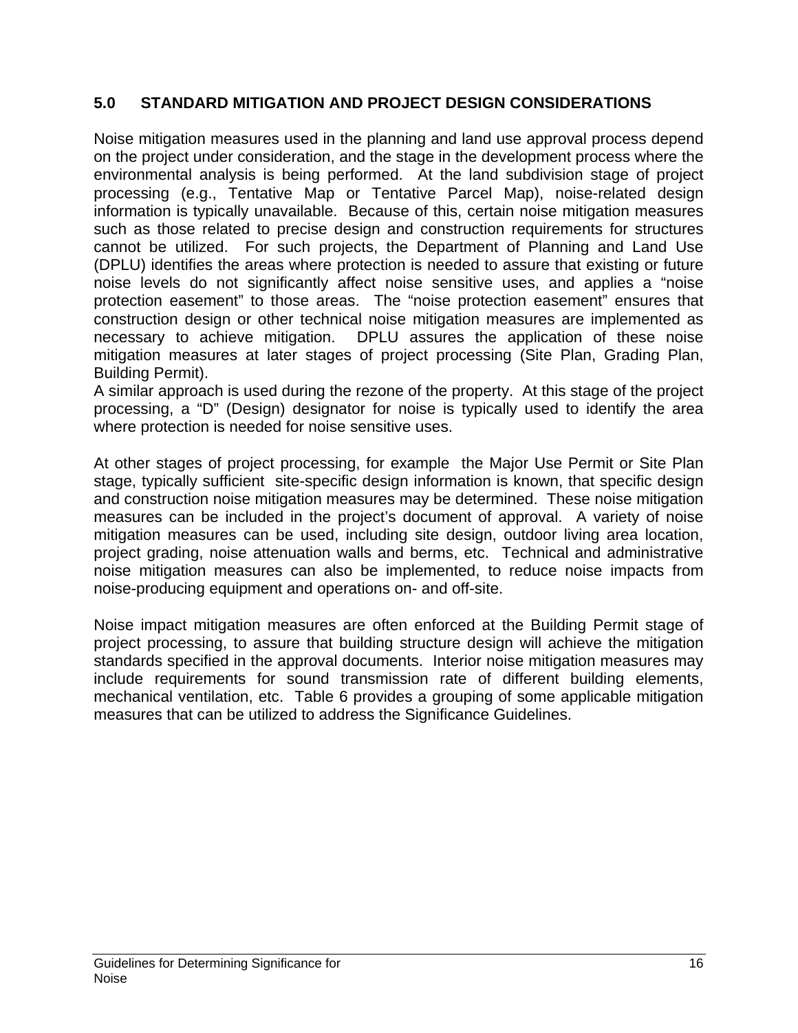## 5.0 STANDARD MITIGATION AND PROJECT DESIGN CONSIDERATIONS

Noise mitigation measures used in the planning and land use approval process depend on the project under consideration, and the stage in the development process where the environmental analysis is being performed. At the land subdivision stage of project processing (e.g., Tentative Map or Tentative Parcel Map), noise-related design information is typically unavailable. Because of this, certain noise mitigation measures such as those related to precise design and construction requirements for structures cannot be utilized. For such projects, the Department of Planning and Land Use (DPLU) identifies the areas where protection is needed to assure that existing or future noise levels do not significantly affect noise sensitive uses, and applies a "noise protection easement" to those areas. The "noise protection easement" ensures that construction design or other technical noise mitigation measures are implemented as necessary to achieve mitigation. DPLU assures the application of these noise mitigation measures at later stages of project processing (Site Plan, Grading Plan, Building Permit).

A similar approach is used during the rezone of the property. At this stage of the project processing, a "D" (Design) designator for noise is typically used to identify the area where protection is needed for noise sensitive uses.

At other stages of project processing, for example the Major Use Permit or Site Plan stage, typically sufficient site-specific design information is known, that specific design and construction noise mitigation measures may be determined. These noise mitigation measures can be included in the project's document of approval. A variety of noise mitigation measures can be used, including site design, outdoor living area location, project grading, noise attenuation walls and berms, etc. Technical and administrative noise mitigation measures can also be implemented, to reduce noise impacts from noise-producing equipment and operations on- and off-site.

Noise impact mitigation measures are often enforced at the Building Permit stage of project processing, to assure that building structure design will achieve the mitigation standards specified in the approval documents. Interior noise mitigation measures may include requirements for sound transmission rate of different building elements, mechanical ventilation, etc. Table 6 provides a grouping of some applicable mitigation measures that can be utilized to address the Significance Guidelines.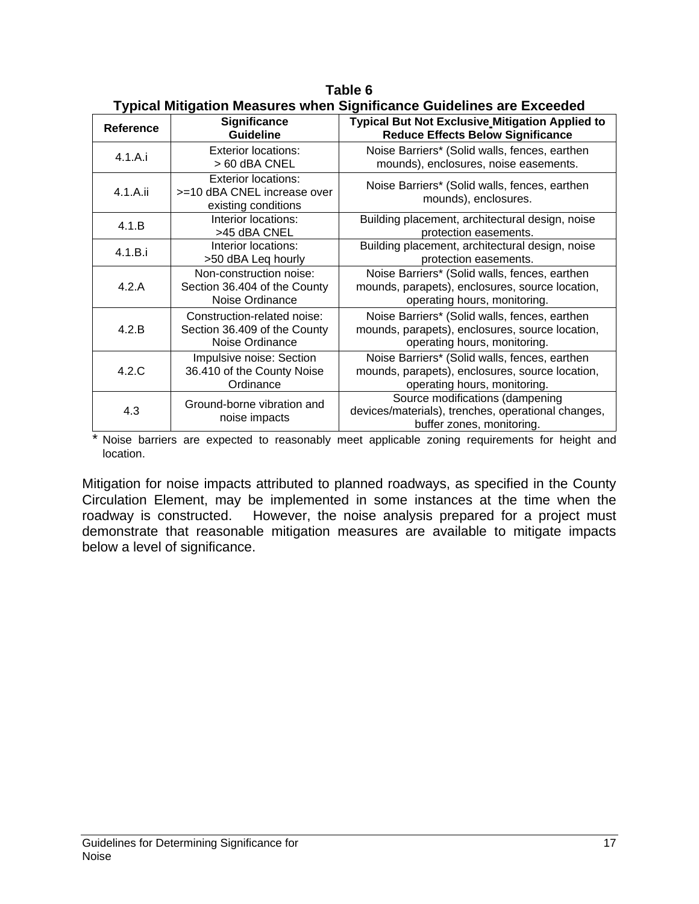**Table 6**
**Typical Mitigation Measures when Significance Guidelines are Exceeded**

| Reference | Significance Guideline | Typical But Not Exclusive Mitigation Applied to Reduce Effects Below Significance |
|---|---|---|
| 4.1.A.i | Exterior locations: > 60 dBA CNEL | Noise Barriers* (Solid walls, fences, earthen mounds), enclosures, noise easements. |
| 4.1.A.ii | Exterior locations: >=10 dBA CNEL increase over existing conditions | Noise Barriers* (Solid walls, fences, earthen mounds), enclosures. |
| 4.1.B | Interior locations: >45 dBA CNEL | Building placement, architectural design, noise protection easements. |
| 4.1.B.i | Interior locations: >50 dBA Leq hourly | Building placement, architectural design, noise protection easements. |
| 4.2.A | Non-construction noise: Section 36.404 of the County Noise Ordinance | Noise Barriers* (Solid walls, fences, earthen mounds, parapets), enclosures, source location, operating hours, monitoring. |
| 4.2.B | Construction-related noise: Section 36.409 of the County Noise Ordinance | Noise Barriers* (Solid walls, fences, earthen mounds, parapets), enclosures, source location, operating hours, monitoring. |
| 4.2.C | Impulsive noise: Section 36.410 of the County Noise Ordinance | Noise Barriers* (Solid walls, fences, earthen mounds, parapets), enclosures, source location, operating hours, monitoring. |
| 4.3 | Ground-borne vibration and noise impacts | Source modifications (dampening devices/materials), trenches, operational changes, buffer zones, monitoring. |

* Noise barriers are expected to reasonably meet applicable zoning requirements for height and location.

Mitigation for noise impacts attributed to planned roadways, as specified in the County Circulation Element, may be implemented in some instances at the time when the roadway is constructed. However, the noise analysis prepared for a project must demonstrate that reasonable mitigation measures are available to mitigate impacts below a level of significance.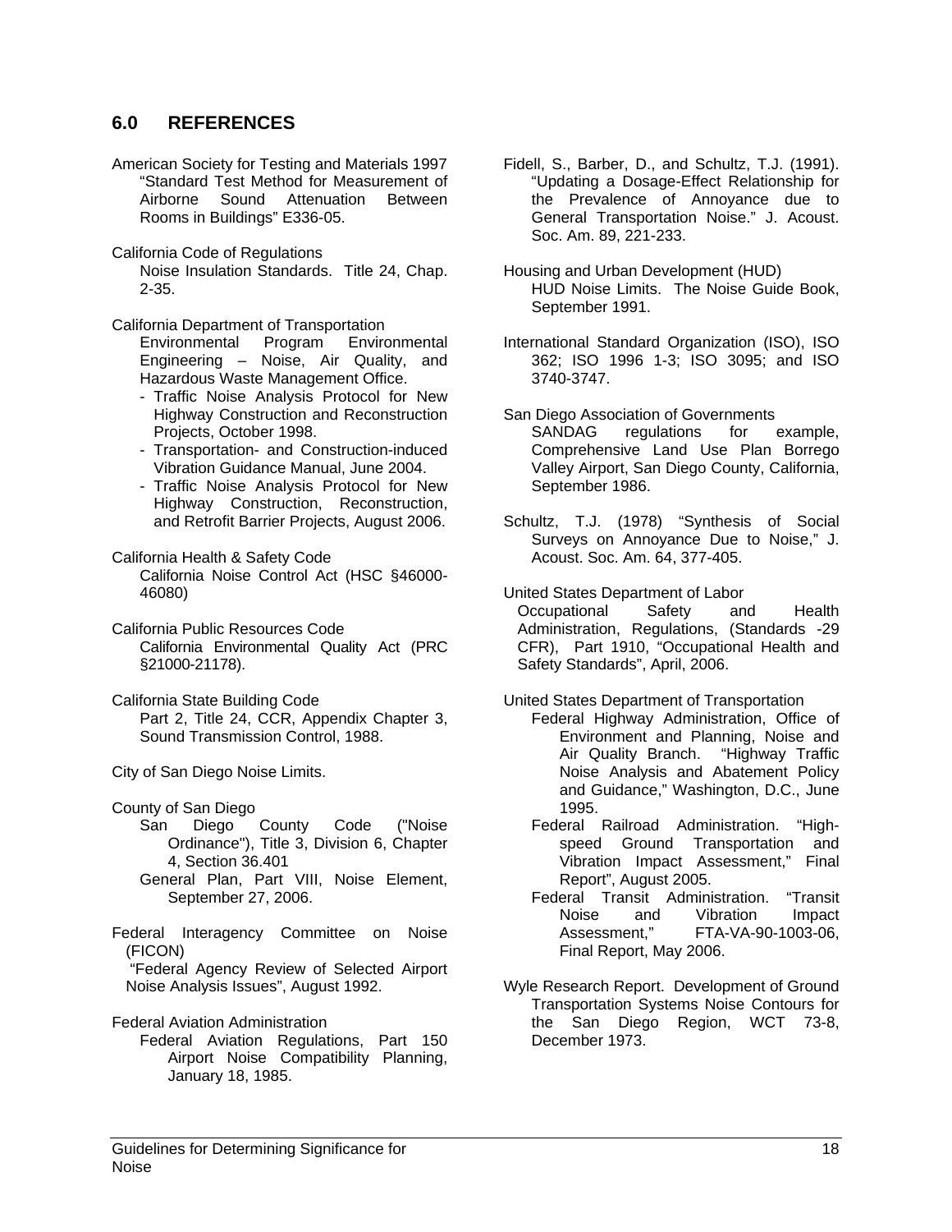## 6.0 REFERENCES

American Society for Testing and Materials 1997 "Standard Test Method for Measurement of Airborne Sound Attenuation Between Rooms in Buildings" E336-05.

California Code of Regulations
Noise Insulation Standards. Title 24, Chap. 2-35.

California Department of Transportation
Environmental Program Environmental Engineering – Noise, Air Quality, and Hazardous Waste Management Office.
- Traffic Noise Analysis Protocol for New Highway Construction and Reconstruction Projects, October 1998.
- Transportation- and Construction-induced Vibration Guidance Manual, June 2004.
- Traffic Noise Analysis Protocol for New Highway Construction, Reconstruction, and Retrofit Barrier Projects, August 2006.

California Health & Safety Code
California Noise Control Act (HSC §46000-46080)

California Public Resources Code
California Environmental Quality Act (PRC §21000-21178).

California State Building Code
Part 2, Title 24, CCR, Appendix Chapter 3, Sound Transmission Control, 1988.

City of San Diego Noise Limits.

County of San Diego
San Diego County Code ("Noise Ordinance"), Title 3, Division 6, Chapter 4, Section 36.401
General Plan, Part VIII, Noise Element, September 27, 2006.

Federal Interagency Committee on Noise (FICON)
"Federal Agency Review of Selected Airport Noise Analysis Issues", August 1992.

Federal Aviation Administration
Federal Aviation Regulations, Part 150 Airport Noise Compatibility Planning, January 18, 1985.

Fidell, S., Barber, D., and Schultz, T.J. (1991). "Updating a Dosage-Effect Relationship for the Prevalence of Annoyance due to General Transportation Noise." J. Acoust. Soc. Am. 89, 221-233.

Housing and Urban Development (HUD)
HUD Noise Limits. The Noise Guide Book, September 1991.

International Standard Organization (ISO), ISO 362; ISO 1996 1-3; ISO 3095; and ISO 3740-3747.

San Diego Association of Governments
SANDAG regulations for example, Comprehensive Land Use Plan Borrego Valley Airport, San Diego County, California, September 1986.

Schultz, T.J. (1978) "Synthesis of Social Surveys on Annoyance Due to Noise," J. Acoust. Soc. Am. 64, 377-405.

United States Department of Labor
Occupational Safety and Health Administration, Regulations, (Standards -29 CFR), Part 1910, "Occupational Health and Safety Standards", April, 2006.

United States Department of Transportation
Federal Highway Administration, Office of Environment and Planning, Noise and Air Quality Branch. "Highway Traffic Noise Analysis and Abatement Policy and Guidance," Washington, D.C., June 1995.
Federal Railroad Administration. "High-speed Ground Transportation and Vibration Impact Assessment," Final Report", August 2005.
Federal Transit Administration. "Transit Noise and Vibration Impact Assessment," FTA-VA-90-1003-06, Final Report, May 2006.

Wyle Research Report. Development of Ground Transportation Systems Noise Contours for the San Diego Region, WCT 73-8, December 1973.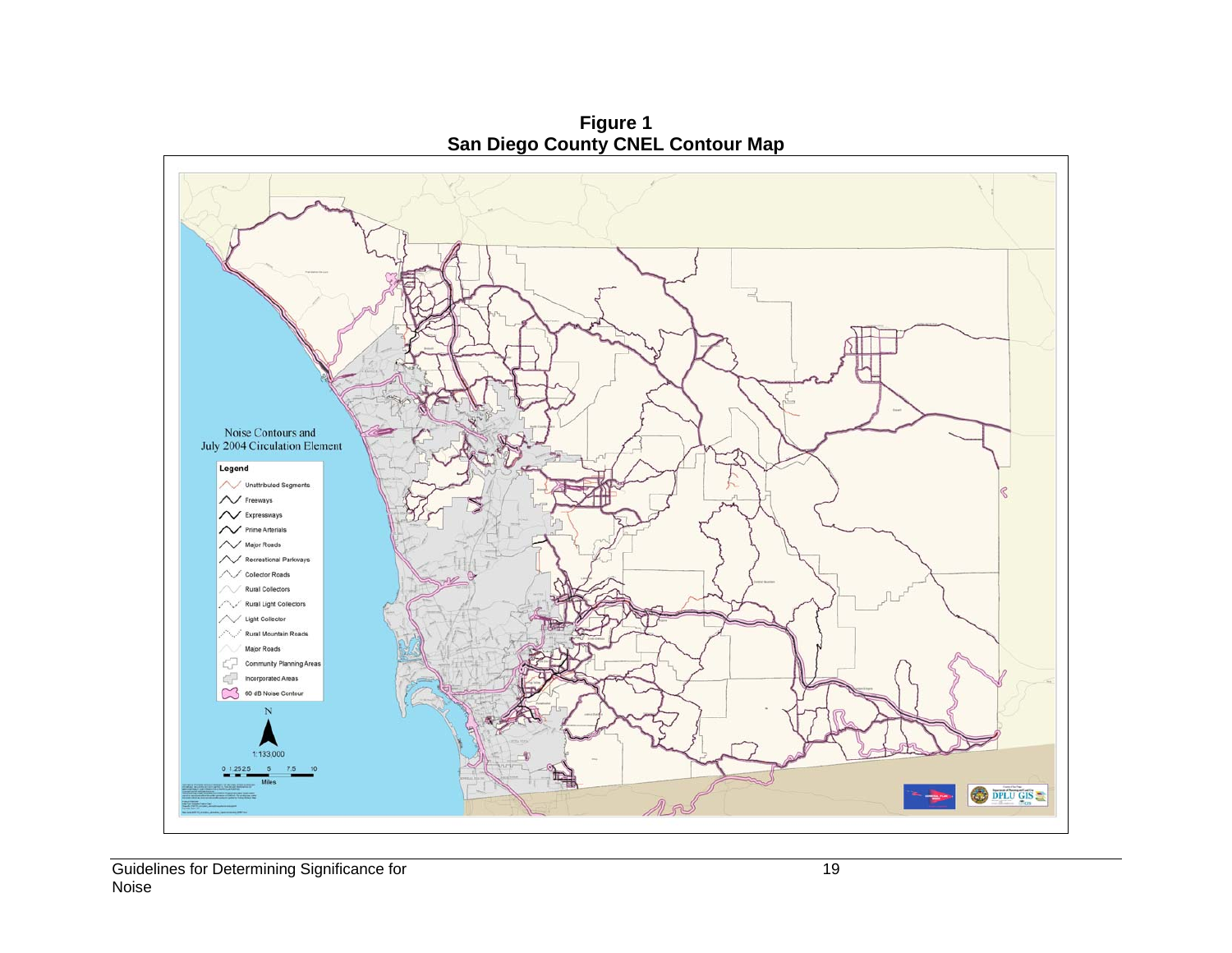**Figure 1**
**San Diego County CNEL Contour Map**

Noise Contours and
July 2004 Circulation Element

**Legend**

- Unattributed Segments
- Freeways
- Expressways
- Prime Arterials
- Major Roads
- Recreational Parkways
- Collector Roads
- Rural Collectors
- Rural Light Collectors
- Light Collector
- Rural Mountain Roads
- Major Roads
- Community Planning Areas
- Incorporated Areas
- 60 dB Noise Contour

N

1:133,000

0 1.25 2.5 5 7.5 10
Miles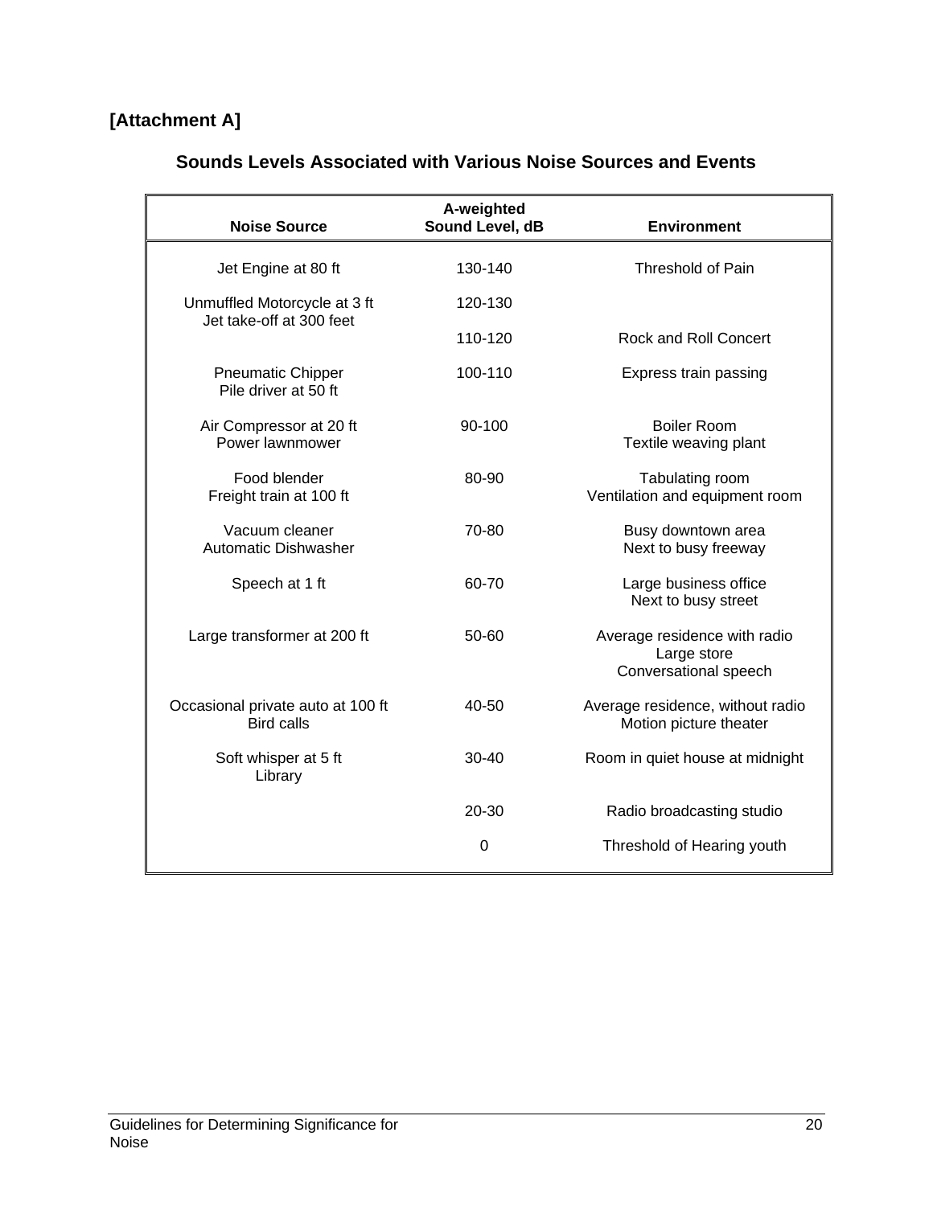**[Attachment A]**

## Sounds Levels Associated with Various Noise Sources and Events

| Noise Source | A-weighted Sound Level, dB | Environment |
|---|---|---|
| Jet Engine at 80 ft | 130-140 | Threshold of Pain |
| Unmuffled Motorcycle at 3 ft<br>Jet take-off at 300 feet | 120-130 | |
| | 110-120 | Rock and Roll Concert |
| Pneumatic Chipper<br>Pile driver at 50 ft | 100-110 | Express train passing |
| Air Compressor at 20 ft<br>Power lawnmower | 90-100 | Boiler Room<br>Textile weaving plant |
| Food blender<br>Freight train at 100 ft | 80-90 | Tabulating room<br>Ventilation and equipment room |
| Vacuum cleaner<br>Automatic Dishwasher | 70-80 | Busy downtown area<br>Next to busy freeway |
| Speech at 1 ft | 60-70 | Large business office<br>Next to busy street |
| Large transformer at 200 ft | 50-60 | Average residence with radio<br>Large store<br>Conversational speech |
| Occasional private auto at 100 ft<br>Bird calls | 40-50 | Average residence, without radio<br>Motion picture theater |
| Soft whisper at 5 ft<br>Library | 30-40 | Room in quiet house at midnight |
| | 20-30 | Radio broadcasting studio |
| | 0 | Threshold of Hearing youth |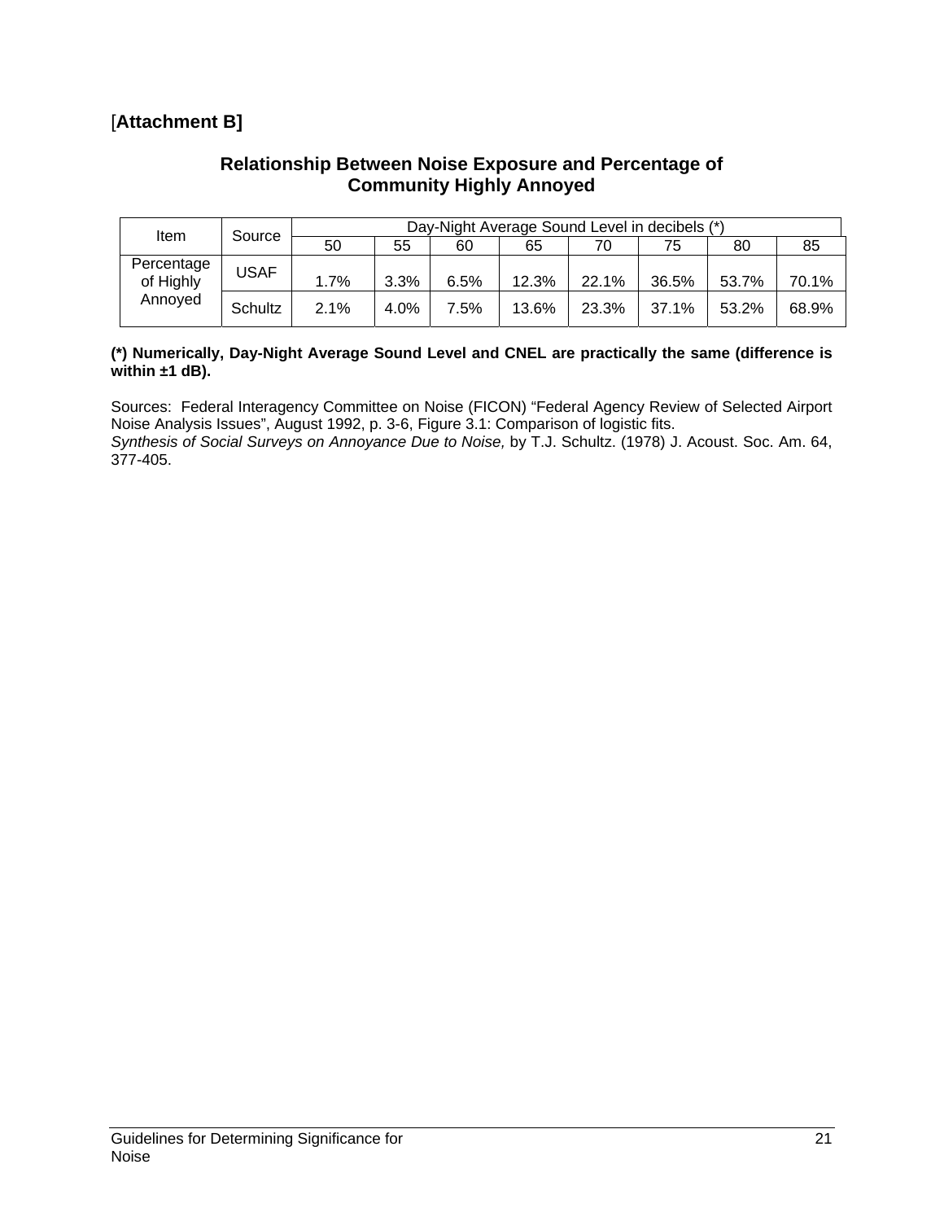[**Attachment B]**

### Relationship Between Noise Exposure and Percentage of Community Highly Annoyed

| Item | Source | Day-Night Average Sound Level in decibels (*) | | | | | | | |
|---|---|---|---|---|---|---|---|---|---|
| | | 50 | 55 | 60 | 65 | 70 | 75 | 80 | 85 |
| Percentage of Highly Annoyed | USAF | 1.7% | 3.3% | 6.5% | 12.3% | 22.1% | 36.5% | 53.7% | 70.1% |
| | Schultz | 2.1% | 4.0% | 7.5% | 13.6% | 23.3% | 37.1% | 53.2% | 68.9% |

**(*) Numerically, Day-Night Average Sound Level and CNEL are practically the same (difference is within ±1 dB).**

Sources: Federal Interagency Committee on Noise (FICON) "Federal Agency Review of Selected Airport Noise Analysis Issues", August 1992, p. 3-6, Figure 3.1: Comparison of logistic fits.
*Synthesis of Social Surveys on Annoyance Due to Noise,* by T.J. Schultz. (1978) J. Acoust. Soc. Am. 64, 377-405.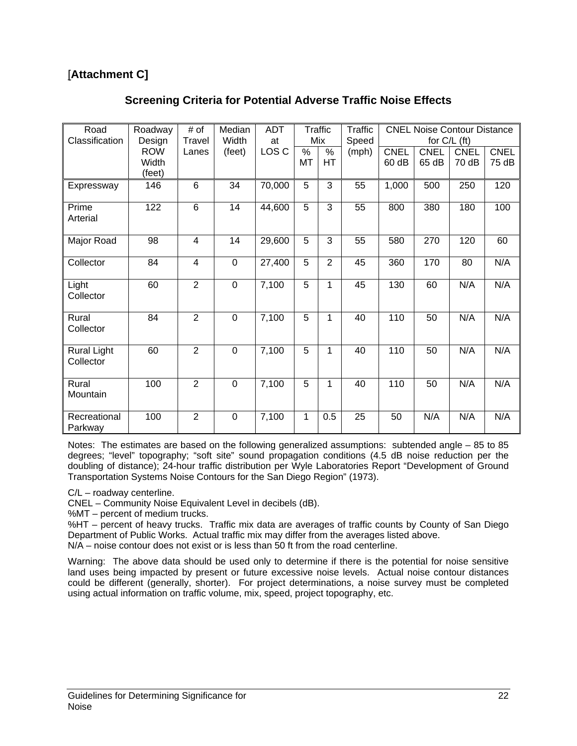[**Attachment C]**

## Screening Criteria for Potential Adverse Traffic Noise Effects

| Road Classification | Roadway Design ROW Width (feet) | # of Travel Lanes | Median Width (feet) | ADT at LOS C | Traffic Mix | | Traffic Speed (mph) | CNEL Noise Contour Distance for C/L (ft) | | | |
|---|---|---|---|---|---|---|---|---|---|---|---|
| | | | | | % MT | % HT | | CNEL 60 dB | CNEL 65 dB | CNEL 70 dB | CNEL 75 dB |
| Expressway | 146 | 6 | 34 | 70,000 | 5 | 3 | 55 | 1,000 | 500 | 250 | 120 |
| Prime Arterial | 122 | 6 | 14 | 44,600 | 5 | 3 | 55 | 800 | 380 | 180 | 100 |
| Major Road | 98 | 4 | 14 | 29,600 | 5 | 3 | 55 | 580 | 270 | 120 | 60 |
| Collector | 84 | 4 | 0 | 27,400 | 5 | 2 | 45 | 360 | 170 | 80 | N/A |
| Light Collector | 60 | 2 | 0 | 7,100 | 5 | 1 | 45 | 130 | 60 | N/A | N/A |
| Rural Collector | 84 | 2 | 0 | 7,100 | 5 | 1 | 40 | 110 | 50 | N/A | N/A |
| Rural Light Collector | 60 | 2 | 0 | 7,100 | 5 | 1 | 40 | 110 | 50 | N/A | N/A |
| Rural Mountain | 100 | 2 | 0 | 7,100 | 5 | 1 | 40 | 110 | 50 | N/A | N/A |
| Recreational Parkway | 100 | 2 | 0 | 7,100 | 1 | 0.5 | 25 | 50 | N/A | N/A | N/A |

Notes: The estimates are based on the following generalized assumptions: subtended angle – 85 to 85 degrees; "level" topography; "soft site" sound propagation conditions (4.5 dB noise reduction per the doubling of distance); 24-hour traffic distribution per Wyle Laboratories Report "Development of Ground Transportation Systems Noise Contours for the San Diego Region" (1973).

C/L – roadway centerline.
CNEL – Community Noise Equivalent Level in decibels (dB).
%MT – percent of medium trucks.
%HT – percent of heavy trucks. Traffic mix data are averages of traffic counts by County of San Diego Department of Public Works. Actual traffic mix may differ from the averages listed above.
N/A – noise contour does not exist or is less than 50 ft from the road centerline.

Warning: The above data should be used only to determine if there is the potential for noise sensitive land uses being impacted by present or future excessive noise levels. Actual noise contour distances could be different (generally, shorter). For project determinations, a noise survey must be completed using actual information on traffic volume, mix, speed, project topography, etc.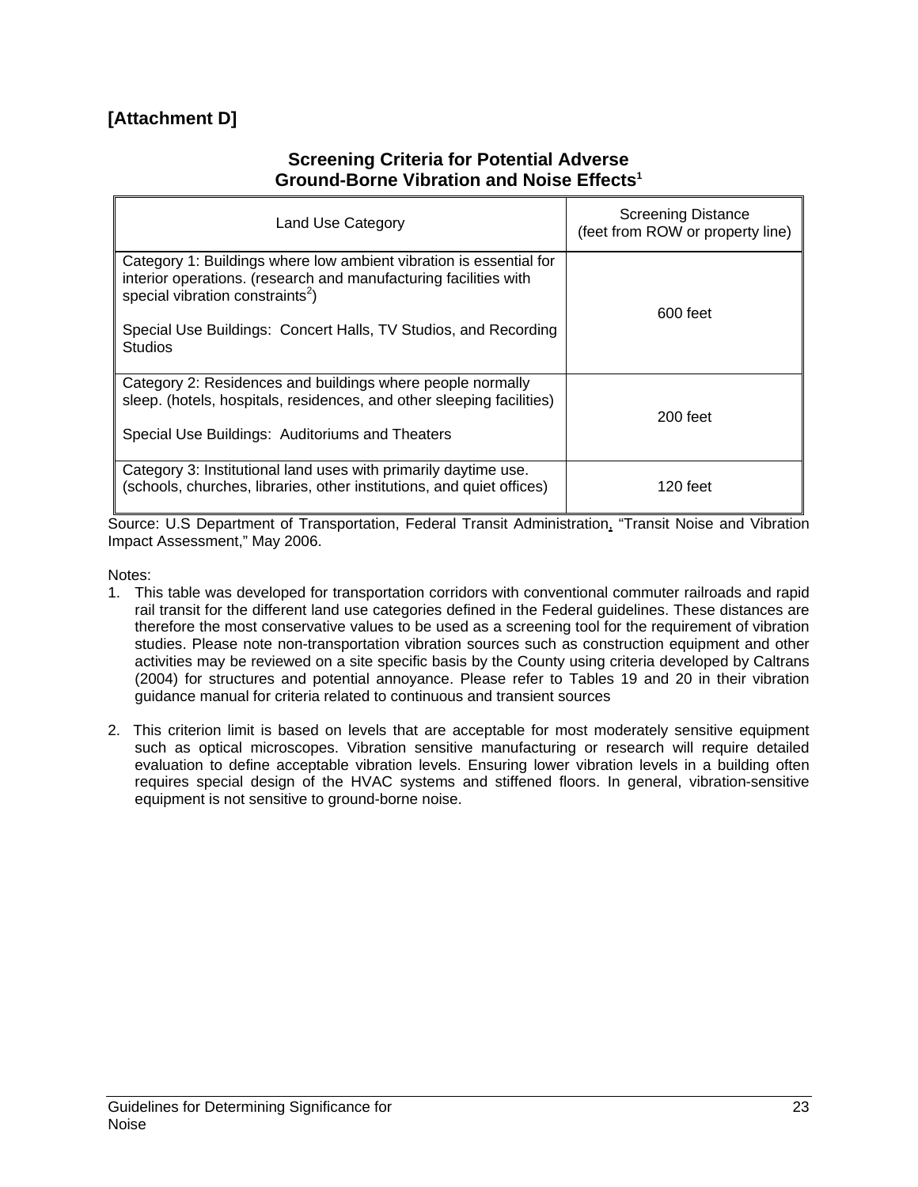**[Attachment D]**

## Screening Criteria for Potential Adverse Ground-Borne Vibration and Noise Effects[1]

| Land Use Category | Screening Distance (feet from ROW or property line) |
|---|---|
| Category 1: Buildings where low ambient vibration is essential for interior operations. (research and manufacturing facilities with special vibration constraints[2])<br><br>Special Use Buildings: Concert Halls, TV Studios, and Recording Studios | 600 feet |
| Category 2: Residences and buildings where people normally sleep. (hotels, hospitals, residences, and other sleeping facilities)<br><br>Special Use Buildings: Auditoriums and Theaters | 200 feet |
| Category 3: Institutional land uses with primarily daytime use. (schools, churches, libraries, other institutions, and quiet offices) | 120 feet |

Source: U.S Department of Transportation, Federal Transit Administration, "Transit Noise and Vibration Impact Assessment," May 2006.

Notes:

1. This table was developed for transportation corridors with conventional commuter railroads and rapid rail transit for the different land use categories defined in the Federal guidelines. These distances are therefore the most conservative values to be used as a screening tool for the requirement of vibration studies. Please note non-transportation vibration sources such as construction equipment and other activities may be reviewed on a site specific basis by the County using criteria developed by Caltrans (2004) for structures and potential annoyance. Please refer to Tables 19 and 20 in their vibration guidance manual for criteria related to continuous and transient sources

2. This criterion limit is based on levels that are acceptable for most moderately sensitive equipment such as optical microscopes. Vibration sensitive manufacturing or research will require detailed evaluation to define acceptable vibration levels. Ensuring lower vibration levels in a building often requires special design of the HVAC systems and stiffened floors. In general, vibration-sensitive equipment is not sensitive to ground-borne noise.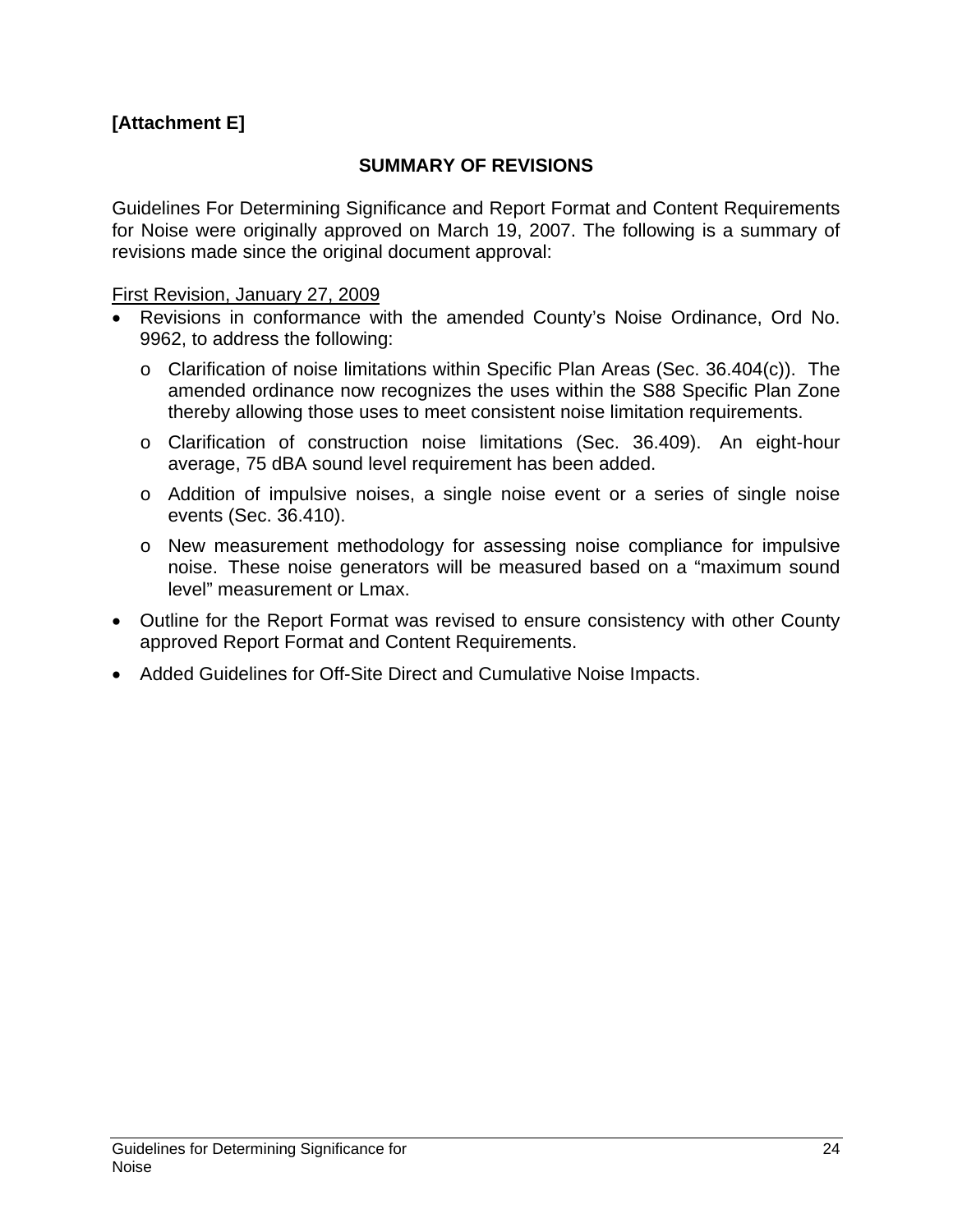**[Attachment E]**

## SUMMARY OF REVISIONS

Guidelines For Determining Significance and Report Format and Content Requirements for Noise were originally approved on March 19, 2007. The following is a summary of revisions made since the original document approval:

First Revision, January 27, 2009

- Revisions in conformance with the amended County's Noise Ordinance, Ord No. 9962, to address the following:
  - Clarification of noise limitations within Specific Plan Areas (Sec. 36.404(c)). The amended ordinance now recognizes the uses within the S88 Specific Plan Zone thereby allowing those uses to meet consistent noise limitation requirements.
  - Clarification of construction noise limitations (Sec. 36.409). An eight-hour average, 75 dBA sound level requirement has been added.
  - Addition of impulsive noises, a single noise event or a series of single noise events (Sec. 36.410).
  - New measurement methodology for assessing noise compliance for impulsive noise. These noise generators will be measured based on a "maximum sound level" measurement or Lmax.
- Outline for the Report Format was revised to ensure consistency with other County approved Report Format and Content Requirements.
- Added Guidelines for Off-Site Direct and Cumulative Noise Impacts.